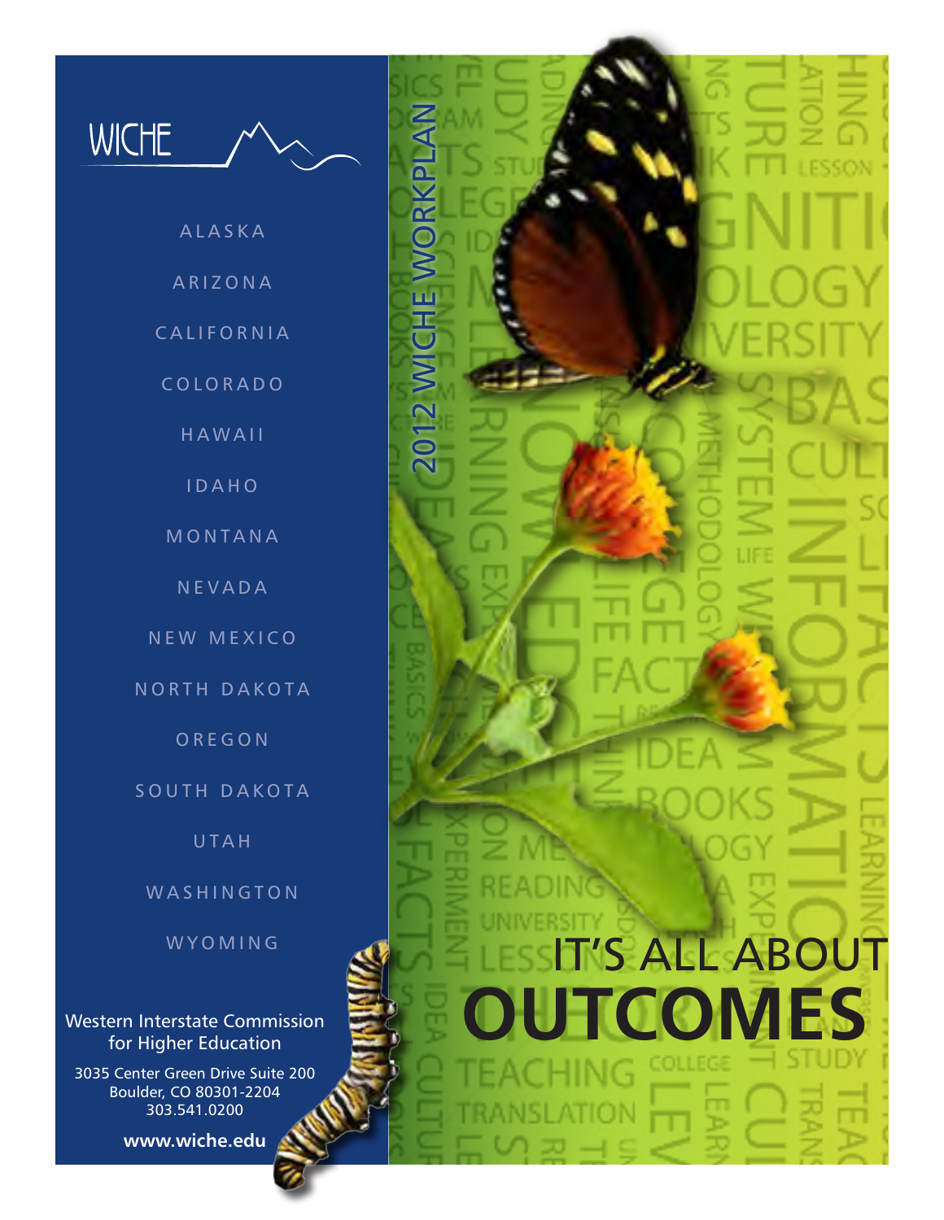WICHE

ALASKA

ARIZONA

CALIFORNIA

COLORADO

HAWAII

IDAHO

MONTANA

NEVADA

NEW MEXICO

NORTH DAKOTA

OREGON

SOUTH DAKOTA

UTAH

WASHINGTON

WYOMING

Western Interstate Commission for Higher Education

3035 Center Green Drive Suite 200
Boulder, CO 80301-2204
303.541.0200

**www.wiche.edu**

2012 WICHE WORKPLAN

# IT'S ALL ABOUT **OUTCOMES**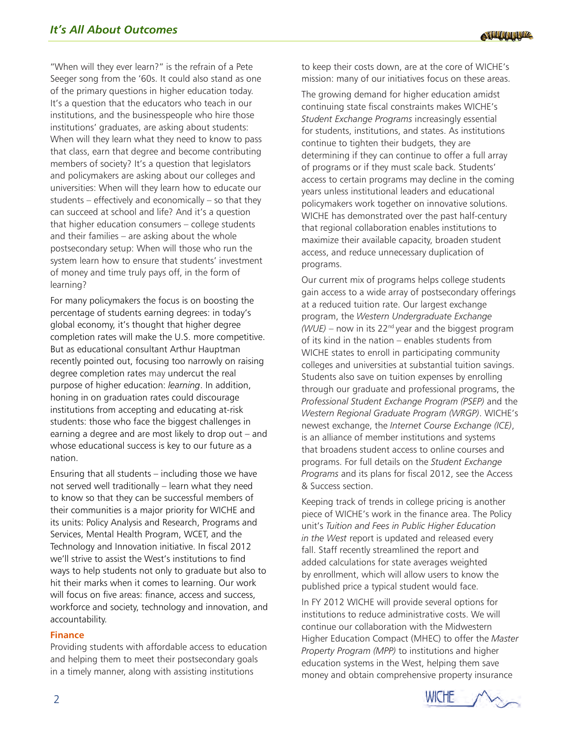"When will they ever learn?" is the refrain of a Pete Seeger song from the '60s. It could also stand as one of the primary questions in higher education today. It's a question that the educators who teach in our institutions, and the businesspeople who hire those institutions' graduates, are asking about students: When will they learn what they need to know to pass that class, earn that degree and become contributing members of society? It's a question that legislators and policymakers are asking about our colleges and universities: When will they learn how to educate our students – effectively and economically – so that they can succeed at school and life? And it's a question that higher education consumers – college students and their families – are asking about the whole postsecondary setup: When will those who run the system learn how to ensure that students' investment of money and time truly pays off, in the form of learning?

For many policymakers the focus is on boosting the percentage of students earning degrees: in today's global economy, it's thought that higher degree completion rates will make the U.S. more competitive. But as educational consultant Arthur Hauptman recently pointed out, focusing too narrowly on raising degree completion rates may undercut the real purpose of higher education: *learning*. In addition, honing in on graduation rates could discourage institutions from accepting and educating at-risk students: those who face the biggest challenges in earning a degree and are most likely to drop out – and whose educational success is key to our future as a nation.

Ensuring that all students – including those we have not served well traditionally – learn what they need to know so that they can be successful members of their communities is a major priority for WICHE and its units: Policy Analysis and Research, Programs and Services, Mental Health Program, WCET, and the Technology and Innovation initiative. In fiscal 2012 we'll strive to assist the West's institutions to find ways to help students not only to graduate but also to hit their marks when it comes to learning. Our work will focus on five areas: finance, access and success, workforce and society, technology and innovation, and accountability.

### Finance

Providing students with affordable access to education and helping them to meet their postsecondary goals in a timely manner, along with assisting institutions to keep their costs down, are at the core of WICHE's mission: many of our initiatives focus on these areas.

The growing demand for higher education amidst continuing state fiscal constraints makes WICHE's *Student Exchange Programs* increasingly essential for students, institutions, and states. As institutions continue to tighten their budgets, they are determining if they can continue to offer a full array of programs or if they must scale back. Students' access to certain programs may decline in the coming years unless institutional leaders and educational policymakers work together on innovative solutions. WICHE has demonstrated over the past half-century that regional collaboration enables institutions to maximize their available capacity, broaden student access, and reduce unnecessary duplication of programs.

Our current mix of programs helps college students gain access to a wide array of postsecondary offerings at a reduced tuition rate. Our largest exchange program, the *Western Undergraduate Exchange (WUE)* – now in its 22nd year and the biggest program of its kind in the nation – enables students from WICHE states to enroll in participating community colleges and universities at substantial tuition savings. Students also save on tuition expenses by enrolling through our graduate and professional programs, the *Professional Student Exchange Program (PSEP)* and the *Western Regional Graduate Program (WRGP)*. WICHE's newest exchange, the *Internet Course Exchange (ICE)*, is an alliance of member institutions and systems that broadens student access to online courses and programs. For full details on the *Student Exchange Programs* and its plans for fiscal 2012, see the Access & Success section.

Keeping track of trends in college pricing is another piece of WICHE's work in the finance area. The Policy unit's *Tuition and Fees in Public Higher Education in the West* report is updated and released every fall. Staff recently streamlined the report and added calculations for state averages weighted by enrollment, which will allow users to know the published price a typical student would face.

In FY 2012 WICHE will provide several options for institutions to reduce administrative costs. We will continue our collaboration with the Midwestern Higher Education Compact (MHEC) to offer the *Master Property Program (MPP)* to institutions and higher education systems in the West, helping them save money and obtain comprehensive property insurance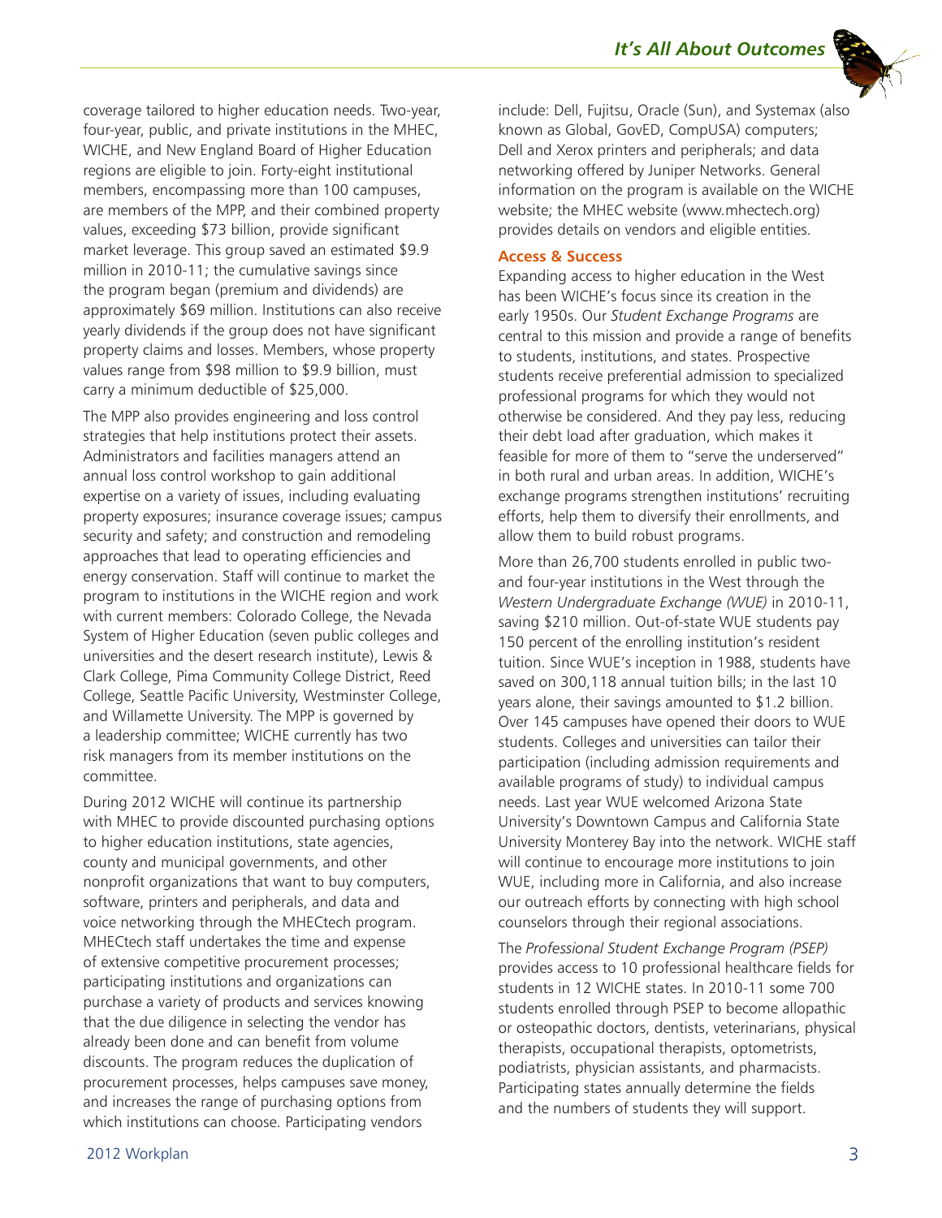coverage tailored to higher education needs. Two-year, four-year, public, and private institutions in the MHEC, WICHE, and New England Board of Higher Education regions are eligible to join. Forty-eight institutional members, encompassing more than 100 campuses, are members of the MPP, and their combined property values, exceeding $73 billion, provide significant market leverage. This group saved an estimated $9.9 million in 2010-11; the cumulative savings since the program began (premium and dividends) are approximately $69 million. Institutions can also receive yearly dividends if the group does not have significant property claims and losses. Members, whose property values range from $98 million to $9.9 billion, must carry a minimum deductible of $25,000.

The MPP also provides engineering and loss control strategies that help institutions protect their assets. Administrators and facilities managers attend an annual loss control workshop to gain additional expertise on a variety of issues, including evaluating property exposures; insurance coverage issues; campus security and safety; and construction and remodeling approaches that lead to operating efficiencies and energy conservation. Staff will continue to market the program to institutions in the WICHE region and work with current members: Colorado College, the Nevada System of Higher Education (seven public colleges and universities and the desert research institute), Lewis & Clark College, Pima Community College District, Reed College, Seattle Pacific University, Westminster College, and Willamette University. The MPP is governed by a leadership committee; WICHE currently has two risk managers from its member institutions on the committee.

During 2012 WICHE will continue its partnership with MHEC to provide discounted purchasing options to higher education institutions, state agencies, county and municipal governments, and other nonprofit organizations that want to buy computers, software, printers and peripherals, and data and voice networking through the MHECtech program. MHECtech staff undertakes the time and expense of extensive competitive procurement processes; participating institutions and organizations can purchase a variety of products and services knowing that the due diligence in selecting the vendor has already been done and can benefit from volume discounts. The program reduces the duplication of procurement processes, helps campuses save money, and increases the range of purchasing options from which institutions can choose. Participating vendors include: Dell, Fujitsu, Oracle (Sun), and Systemax (also known as Global, GovED, CompUSA) computers; Dell and Xerox printers and peripherals; and data networking offered by Juniper Networks. General information on the program is available on the WICHE website; the MHEC website (www.mhectech.org) provides details on vendors and eligible entities.

**Access & Success**

Expanding access to higher education in the West has been WICHE's focus since its creation in the early 1950s. Our *Student Exchange Programs* are central to this mission and provide a range of benefits to students, institutions, and states. Prospective students receive preferential admission to specialized professional programs for which they would not otherwise be considered. And they pay less, reducing their debt load after graduation, which makes it feasible for more of them to "serve the underserved" in both rural and urban areas. In addition, WICHE's exchange programs strengthen institutions' recruiting efforts, help them to diversify their enrollments, and allow them to build robust programs.

More than 26,700 students enrolled in public two- and four-year institutions in the West through the *Western Undergraduate Exchange (WUE)* in 2010-11, saving $210 million. Out-of-state WUE students pay 150 percent of the enrolling institution's resident tuition. Since WUE's inception in 1988, students have saved on 300,118 annual tuition bills; in the last 10 years alone, their savings amounted to $1.2 billion. Over 145 campuses have opened their doors to WUE students. Colleges and universities can tailor their participation (including admission requirements and available programs of study) to individual campus needs. Last year WUE welcomed Arizona State University's Downtown Campus and California State University Monterey Bay into the network. WICHE staff will continue to encourage more institutions to join WUE, including more in California, and also increase our outreach efforts by connecting with high school counselors through their regional associations.

The *Professional Student Exchange Program (PSEP)* provides access to 10 professional healthcare fields for students in 12 WICHE states. In 2010-11 some 700 students enrolled through PSEP to become allopathic or osteopathic doctors, dentists, veterinarians, physical therapists, occupational therapists, optometrists, podiatrists, physician assistants, and pharmacists. Participating states annually determine the fields and the numbers of students they will support.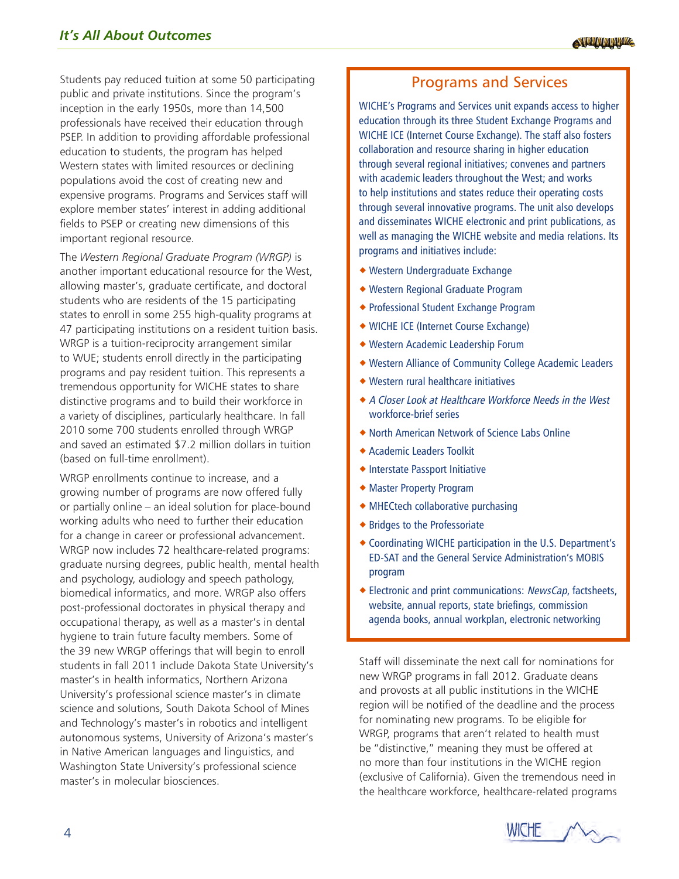Students pay reduced tuition at some 50 participating public and private institutions. Since the program's inception in the early 1950s, more than 14,500 professionals have received their education through PSEP. In addition to providing affordable professional education to students, the program has helped Western states with limited resources or declining populations avoid the cost of creating new and expensive programs. Programs and Services staff will explore member states' interest in adding additional fields to PSEP or creating new dimensions of this important regional resource.

The *Western Regional Graduate Program (WRGP)* is another important educational resource for the West, allowing master's, graduate certificate, and doctoral students who are residents of the 15 participating states to enroll in some 255 high-quality programs at 47 participating institutions on a resident tuition basis. WRGP is a tuition-reciprocity arrangement similar to WUE; students enroll directly in the participating programs and pay resident tuition. This represents a tremendous opportunity for WICHE states to share distinctive programs and to build their workforce in a variety of disciplines, particularly healthcare. In fall 2010 some 700 students enrolled through WRGP and saved an estimated $7.2 million dollars in tuition (based on full-time enrollment).

WRGP enrollments continue to increase, and a growing number of programs are now offered fully or partially online – an ideal solution for place-bound working adults who need to further their education for a change in career or professional advancement. WRGP now includes 72 healthcare-related programs: graduate nursing degrees, public health, mental health and psychology, audiology and speech pathology, biomedical informatics, and more. WRGP also offers post-professional doctorates in physical therapy and occupational therapy, as well as a master's in dental hygiene to train future faculty members. Some of the 39 new WRGP offerings that will begin to enroll students in fall 2011 include Dakota State University's master's in health informatics, Northern Arizona University's professional science master's in climate science and solutions, South Dakota School of Mines and Technology's master's in robotics and intelligent autonomous systems, University of Arizona's master's in Native American languages and linguistics, and Washington State University's professional science master's in molecular biosciences.

## Programs and Services

WICHE's Programs and Services unit expands access to higher education through its three Student Exchange Programs and WICHE ICE (Internet Course Exchange). The staff also fosters collaboration and resource sharing in higher education through several regional initiatives; convenes and partners with academic leaders throughout the West; and works to help institutions and states reduce their operating costs through several innovative programs. The unit also develops and disseminates WICHE electronic and print publications, as well as managing the WICHE website and media relations. Its programs and initiatives include:

- Western Undergraduate Exchange
- Western Regional Graduate Program
- Professional Student Exchange Program
- WICHE ICE (Internet Course Exchange)
- Western Academic Leadership Forum
- Western Alliance of Community College Academic Leaders
- Western rural healthcare initiatives
- *A Closer Look at Healthcare Workforce Needs in the West* workforce-brief series
- North American Network of Science Labs Online
- Academic Leaders Toolkit
- Interstate Passport Initiative
- Master Property Program
- MHECtech collaborative purchasing
- Bridges to the Professoriate
- Coordinating WICHE participation in the U.S. Department's ED-SAT and the General Service Administration's MOBIS program
- Electronic and print communications: *NewsCap*, factsheets, website, annual reports, state briefings, commission agenda books, annual workplan, electronic networking

Staff will disseminate the next call for nominations for new WRGP programs in fall 2012. Graduate deans and provosts at all public institutions in the WICHE region will be notified of the deadline and the process for nominating new programs. To be eligible for WRGP, programs that aren't related to health must be "distinctive," meaning they must be offered at no more than four institutions in the WICHE region (exclusive of California). Given the tremendous need in the healthcare workforce, healthcare-related programs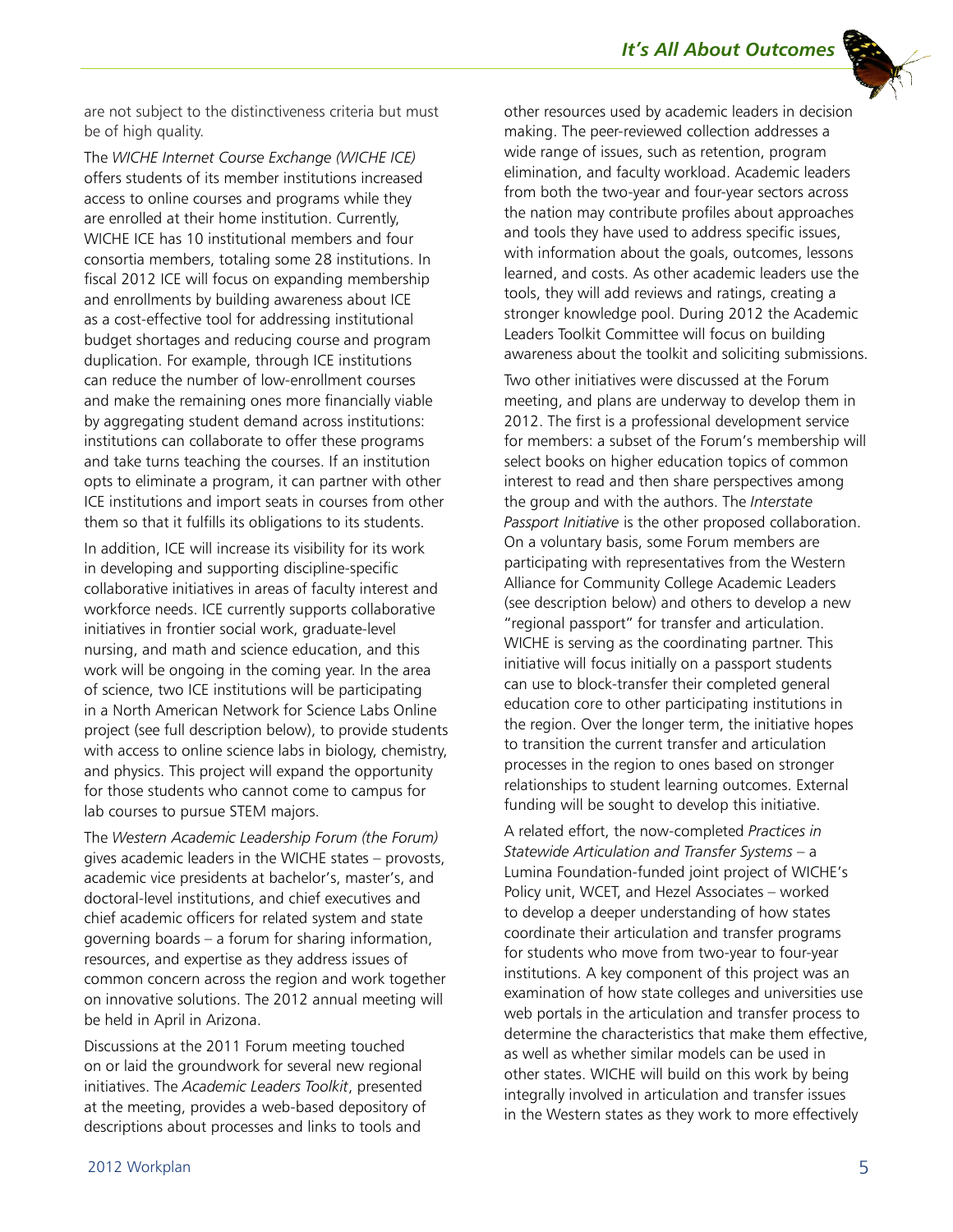are not subject to the distinctiveness criteria but must be of high quality.

The *WICHE Internet Course Exchange (WICHE ICE)* offers students of its member institutions increased access to online courses and programs while they are enrolled at their home institution. Currently, WICHE ICE has 10 institutional members and four consortia members, totaling some 28 institutions. In fiscal 2012 ICE will focus on expanding membership and enrollments by building awareness about ICE as a cost-effective tool for addressing institutional budget shortages and reducing course and program duplication. For example, through ICE institutions can reduce the number of low-enrollment courses and make the remaining ones more financially viable by aggregating student demand across institutions: institutions can collaborate to offer these programs and take turns teaching the courses. If an institution opts to eliminate a program, it can partner with other ICE institutions and import seats in courses from other them so that it fulfills its obligations to its students.

In addition, ICE will increase its visibility for its work in developing and supporting discipline-specific collaborative initiatives in areas of faculty interest and workforce needs. ICE currently supports collaborative initiatives in frontier social work, graduate-level nursing, and math and science education, and this work will be ongoing in the coming year. In the area of science, two ICE institutions will be participating in a North American Network for Science Labs Online project (see full description below), to provide students with access to online science labs in biology, chemistry, and physics. This project will expand the opportunity for those students who cannot come to campus for lab courses to pursue STEM majors.

The *Western Academic Leadership Forum (the Forum)* gives academic leaders in the WICHE states – provosts, academic vice presidents at bachelor's, master's, and doctoral-level institutions, and chief executives and chief academic officers for related system and state governing boards – a forum for sharing information, resources, and expertise as they address issues of common concern across the region and work together on innovative solutions. The 2012 annual meeting will be held in April in Arizona.

Discussions at the 2011 Forum meeting touched on or laid the groundwork for several new regional initiatives. The *Academic Leaders Toolkit*, presented at the meeting, provides a web-based depository of descriptions about processes and links to tools and other resources used by academic leaders in decision making. The peer-reviewed collection addresses a wide range of issues, such as retention, program elimination, and faculty workload. Academic leaders from both the two-year and four-year sectors across the nation may contribute profiles about approaches and tools they have used to address specific issues, with information about the goals, outcomes, lessons learned, and costs. As other academic leaders use the tools, they will add reviews and ratings, creating a stronger knowledge pool. During 2012 the Academic Leaders Toolkit Committee will focus on building awareness about the toolkit and soliciting submissions.

Two other initiatives were discussed at the Forum meeting, and plans are underway to develop them in 2012. The first is a professional development service for members: a subset of the Forum's membership will select books on higher education topics of common interest to read and then share perspectives among the group and with the authors. The *Interstate Passport Initiative* is the other proposed collaboration. On a voluntary basis, some Forum members are participating with representatives from the Western Alliance for Community College Academic Leaders (see description below) and others to develop a new "regional passport" for transfer and articulation. WICHE is serving as the coordinating partner. This initiative will focus initially on a passport students can use to block-transfer their completed general education core to other participating institutions in the region. Over the longer term, the initiative hopes to transition the current transfer and articulation processes in the region to ones based on stronger relationships to student learning outcomes. External funding will be sought to develop this initiative.

A related effort, the now-completed *Practices in Statewide Articulation and Transfer Systems* – a Lumina Foundation-funded joint project of WICHE's Policy unit, WCET, and Hezel Associates – worked to develop a deeper understanding of how states coordinate their articulation and transfer programs for students who move from two-year to four-year institutions. A key component of this project was an examination of how state colleges and universities use web portals in the articulation and transfer process to determine the characteristics that make them effective, as well as whether similar models can be used in other states. WICHE will build on this work by being integrally involved in articulation and transfer issues in the Western states as they work to more effectively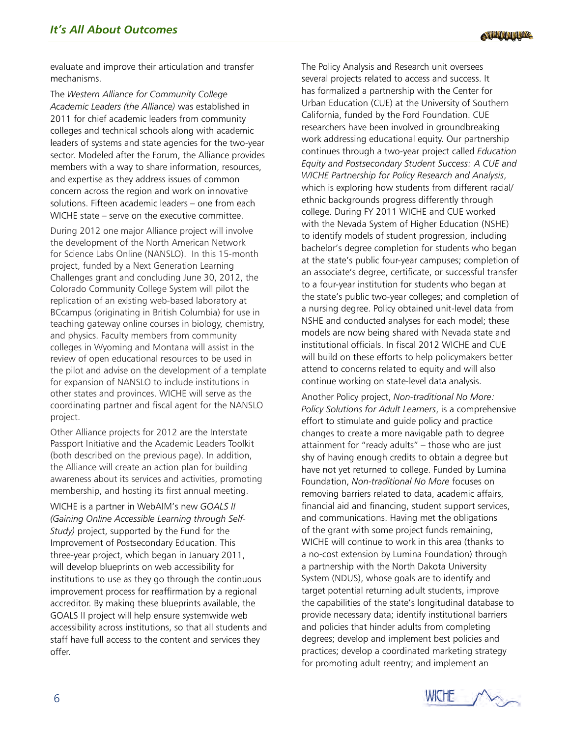evaluate and improve their articulation and transfer mechanisms.

The *Western Alliance for Community College Academic Leaders (the Alliance)* was established in 2011 for chief academic leaders from community colleges and technical schools along with academic leaders of systems and state agencies for the two-year sector. Modeled after the Forum, the Alliance provides members with a way to share information, resources, and expertise as they address issues of common concern across the region and work on innovative solutions. Fifteen academic leaders – one from each WICHE state – serve on the executive committee.

During 2012 one major Alliance project will involve the development of the North American Network for Science Labs Online (NANSLO). In this 15-month project, funded by a Next Generation Learning Challenges grant and concluding June 30, 2012, the Colorado Community College System will pilot the replication of an existing web-based laboratory at BCcampus (originating in British Columbia) for use in teaching gateway online courses in biology, chemistry, and physics. Faculty members from community colleges in Wyoming and Montana will assist in the review of open educational resources to be used in the pilot and advise on the development of a template for expansion of NANSLO to include institutions in other states and provinces. WICHE will serve as the coordinating partner and fiscal agent for the NANSLO project.

Other Alliance projects for 2012 are the Interstate Passport Initiative and the Academic Leaders Toolkit (both described on the previous page). In addition, the Alliance will create an action plan for building awareness about its services and activities, promoting membership, and hosting its first annual meeting.

WICHE is a partner in WebAIM's new *GOALS II (Gaining Online Accessible Learning through Self-Study)* project, supported by the Fund for the Improvement of Postsecondary Education. This three-year project, which began in January 2011, will develop blueprints on web accessibility for institutions to use as they go through the continuous improvement process for reaffirmation by a regional accreditor. By making these blueprints available, the GOALS II project will help ensure systemwide web accessibility across institutions, so that all students and staff have full access to the content and services they offer.

The Policy Analysis and Research unit oversees several projects related to access and success. It has formalized a partnership with the Center for Urban Education (CUE) at the University of Southern California, funded by the Ford Foundation. CUE researchers have been involved in groundbreaking work addressing educational equity. Our partnership continues through a two-year project called *Education Equity and Postsecondary Student Success: A CUE and WICHE Partnership for Policy Research and Analysis*, which is exploring how students from different racial/ethnic backgrounds progress differently through college. During FY 2011 WICHE and CUE worked with the Nevada System of Higher Education (NSHE) to identify models of student progression, including bachelor's degree completion for students who began at the state's public four-year campuses; completion of an associate's degree, certificate, or successful transfer to a four-year institution for students who began at the state's public two-year colleges; and completion of a nursing degree. Policy obtained unit-level data from NSHE and conducted analyses for each model; these models are now being shared with Nevada state and institutional officials. In fiscal 2012 WICHE and CUE will build on these efforts to help policymakers better attend to concerns related to equity and will also continue working on state-level data analysis.

Another Policy project, *Non-traditional No More: Policy Solutions for Adult Learners*, is a comprehensive effort to stimulate and guide policy and practice changes to create a more navigable path to degree attainment for "ready adults" – those who are just shy of having enough credits to obtain a degree but have not yet returned to college. Funded by Lumina Foundation, *Non-traditional No More* focuses on removing barriers related to data, academic affairs, financial aid and financing, student support services, and communications. Having met the obligations of the grant with some project funds remaining, WICHE will continue to work in this area (thanks to a no-cost extension by Lumina Foundation) through a partnership with the North Dakota University System (NDUS), whose goals are to identify and target potential returning adult students, improve the capabilities of the state's longitudinal database to provide necessary data; identify institutional barriers and policies that hinder adults from completing degrees; develop and implement best policies and practices; develop a coordinated marketing strategy for promoting adult reentry; and implement an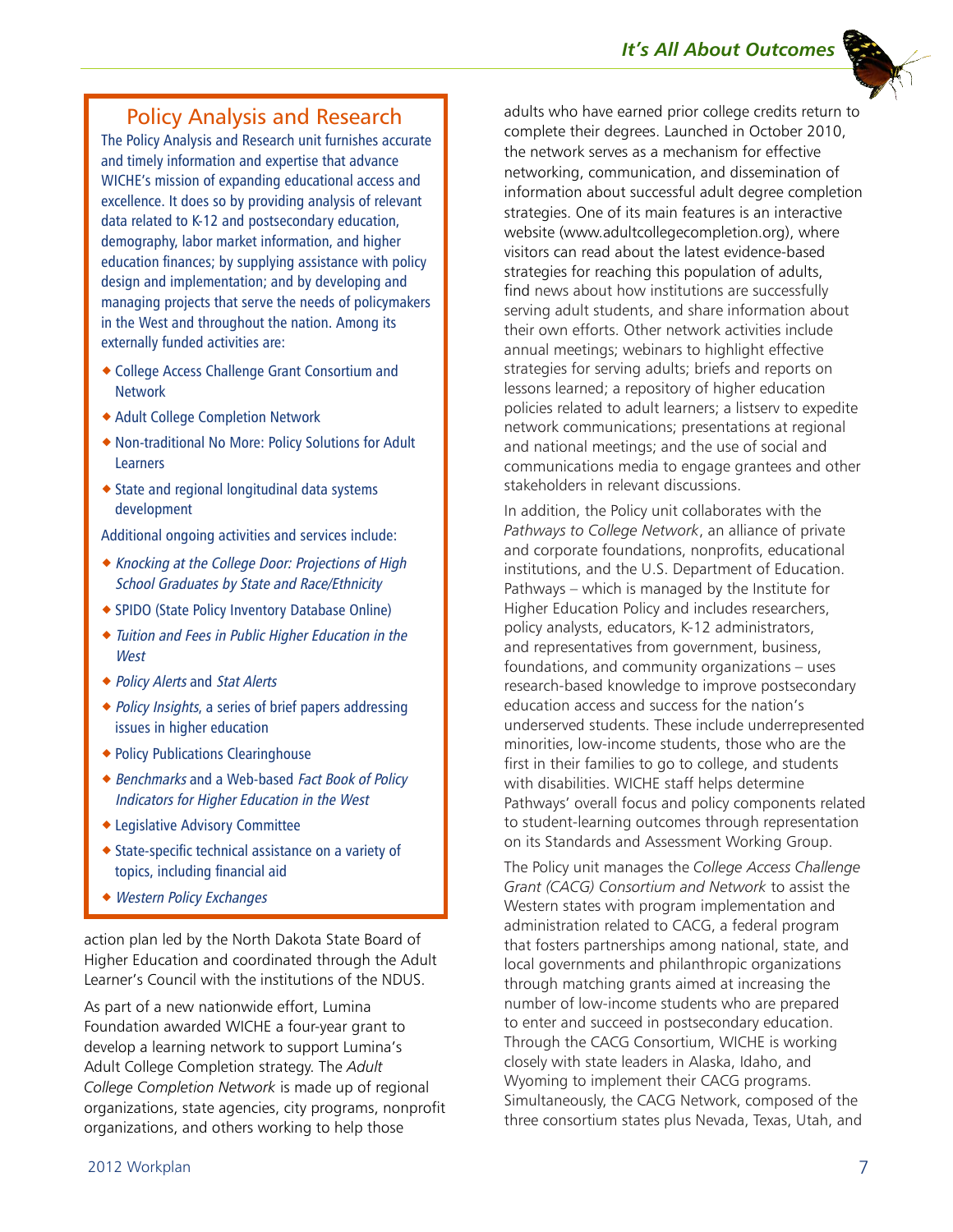## Policy Analysis and Research

The Policy Analysis and Research unit furnishes accurate and timely information and expertise that advance WICHE's mission of expanding educational access and excellence. It does so by providing analysis of relevant data related to K-12 and postsecondary education, demography, labor market information, and higher education finances; by supplying assistance with policy design and implementation; and by developing and managing projects that serve the needs of policymakers in the West and throughout the nation. Among its externally funded activities are:

- College Access Challenge Grant Consortium and Network
- Adult College Completion Network
- Non-traditional No More: Policy Solutions for Adult Learners
- State and regional longitudinal data systems development

Additional ongoing activities and services include:

- *Knocking at the College Door: Projections of High School Graduates by State and Race/Ethnicity*
- SPIDO (State Policy Inventory Database Online)
- *Tuition and Fees in Public Higher Education in the West*
- *Policy Alerts* and *Stat Alerts*
- *Policy Insights*, a series of brief papers addressing issues in higher education
- Policy Publications Clearinghouse
- *Benchmarks* and a Web-based *Fact Book of Policy Indicators for Higher Education in the West*
- Legislative Advisory Committee
- State-specific technical assistance on a variety of topics, including financial aid
- *Western Policy Exchanges*

action plan led by the North Dakota State Board of Higher Education and coordinated through the Adult Learner's Council with the institutions of the NDUS.

As part of a new nationwide effort, Lumina Foundation awarded WICHE a four-year grant to develop a learning network to support Lumina's Adult College Completion strategy. The *Adult College Completion Network* is made up of regional organizations, state agencies, city programs, nonprofit organizations, and others working to help those adults who have earned prior college credits return to complete their degrees. Launched in October 2010, the network serves as a mechanism for effective networking, communication, and dissemination of information about successful adult degree completion strategies. One of its main features is an interactive website (www.adultcollegecompletion.org), where visitors can read about the latest evidence-based strategies for reaching this population of adults, find news about how institutions are successfully serving adult students, and share information about their own efforts. Other network activities include annual meetings; webinars to highlight effective strategies for serving adults; briefs and reports on lessons learned; a repository of higher education policies related to adult learners; a listserv to expedite network communications; presentations at regional and national meetings; and the use of social and communications media to engage grantees and other stakeholders in relevant discussions.

In addition, the Policy unit collaborates with the *Pathways to College Network*, an alliance of private and corporate foundations, nonprofits, educational institutions, and the U.S. Department of Education. Pathways – which is managed by the Institute for Higher Education Policy and includes researchers, policy analysts, educators, K-12 administrators, and representatives from government, business, foundations, and community organizations – uses research-based knowledge to improve postsecondary education access and success for the nation's underserved students. These include underrepresented minorities, low-income students, those who are the first in their families to go to college, and students with disabilities. WICHE staff helps determine Pathways' overall focus and policy components related to student-learning outcomes through representation on its Standards and Assessment Working Group.

The Policy unit manages the *College Access Challenge Grant (CACG) Consortium and Network* to assist the Western states with program implementation and administration related to CACG, a federal program that fosters partnerships among national, state, and local governments and philanthropic organizations through matching grants aimed at increasing the number of low-income students who are prepared to enter and succeed in postsecondary education. Through the CACG Consortium, WICHE is working closely with state leaders in Alaska, Idaho, and Wyoming to implement their CACG programs. Simultaneously, the CACG Network, composed of the three consortium states plus Nevada, Texas, Utah, and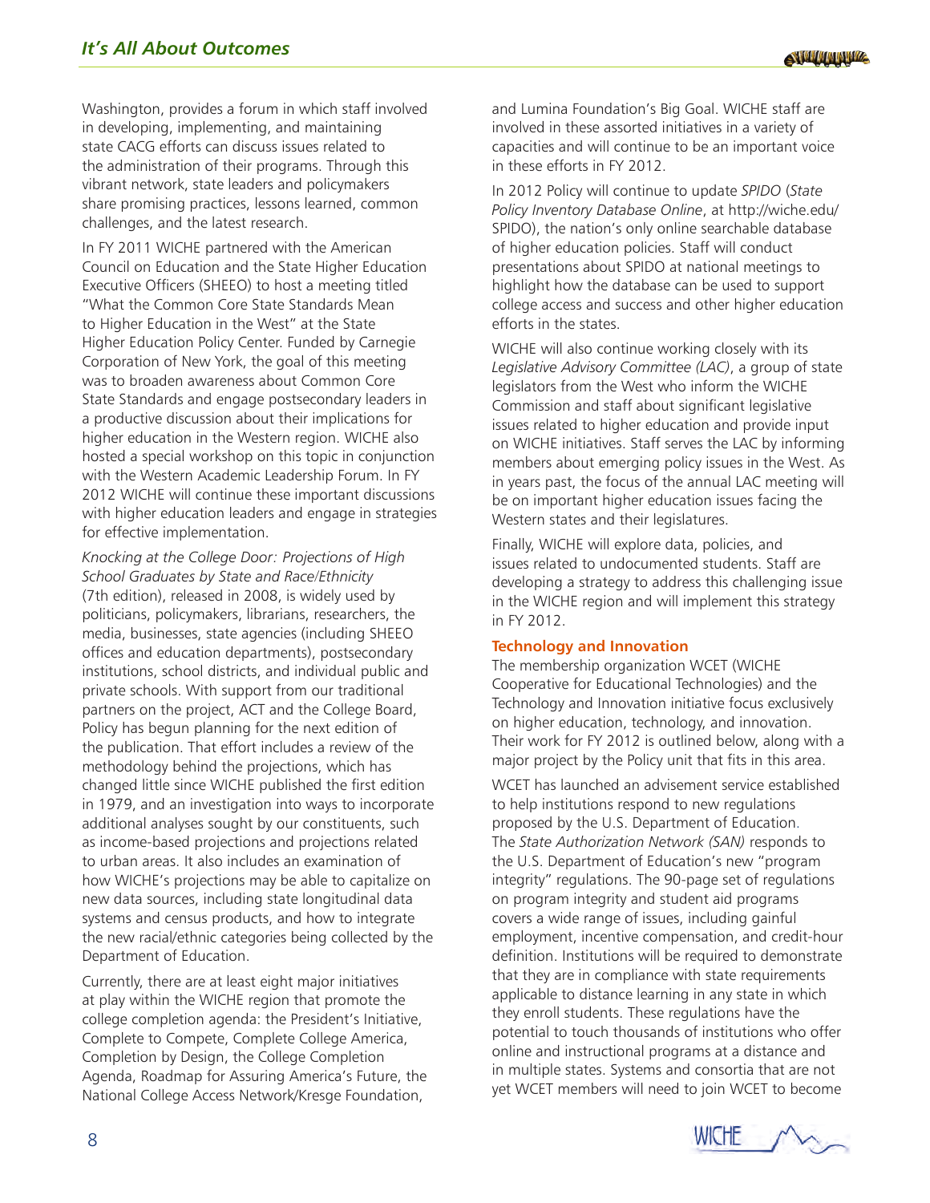Washington, provides a forum in which staff involved in developing, implementing, and maintaining state CACG efforts can discuss issues related to the administration of their programs. Through this vibrant network, state leaders and policymakers share promising practices, lessons learned, common challenges, and the latest research.

In FY 2011 WICHE partnered with the American Council on Education and the State Higher Education Executive Officers (SHEEO) to host a meeting titled "What the Common Core State Standards Mean to Higher Education in the West" at the State Higher Education Policy Center. Funded by Carnegie Corporation of New York, the goal of this meeting was to broaden awareness about Common Core State Standards and engage postsecondary leaders in a productive discussion about their implications for higher education in the Western region. WICHE also hosted a special workshop on this topic in conjunction with the Western Academic Leadership Forum. In FY 2012 WICHE will continue these important discussions with higher education leaders and engage in strategies for effective implementation.

*Knocking at the College Door: Projections of High School Graduates by State and Race/Ethnicity* (7th edition), released in 2008, is widely used by politicians, policymakers, librarians, researchers, the media, businesses, state agencies (including SHEEO offices and education departments), postsecondary institutions, school districts, and individual public and private schools. With support from our traditional partners on the project, ACT and the College Board, Policy has begun planning for the next edition of the publication. That effort includes a review of the methodology behind the projections, which has changed little since WICHE published the first edition in 1979, and an investigation into ways to incorporate additional analyses sought by our constituents, such as income-based projections and projections related to urban areas. It also includes an examination of how WICHE's projections may be able to capitalize on new data sources, including state longitudinal data systems and census products, and how to integrate the new racial/ethnic categories being collected by the Department of Education.

Currently, there are at least eight major initiatives at play within the WICHE region that promote the college completion agenda: the President's Initiative, Complete to Compete, Complete College America, Completion by Design, the College Completion Agenda, Roadmap for Assuring America's Future, the National College Access Network/Kresge Foundation, and Lumina Foundation's Big Goal. WICHE staff are involved in these assorted initiatives in a variety of capacities and will continue to be an important voice in these efforts in FY 2012.

In 2012 Policy will continue to update *SPIDO* (*State Policy Inventory Database Online*, at http://wiche.edu/SPIDO), the nation's only online searchable database of higher education policies. Staff will conduct presentations about SPIDO at national meetings to highlight how the database can be used to support college access and success and other higher education efforts in the states.

WICHE will also continue working closely with its *Legislative Advisory Committee (LAC)*, a group of state legislators from the West who inform the WICHE Commission and staff about significant legislative issues related to higher education and provide input on WICHE initiatives. Staff serves the LAC by informing members about emerging policy issues in the West. As in years past, the focus of the annual LAC meeting will be on important higher education issues facing the Western states and their legislatures.

Finally, WICHE will explore data, policies, and issues related to undocumented students. Staff are developing a strategy to address this challenging issue in the WICHE region and will implement this strategy in FY 2012.

**Technology and Innovation**

The membership organization WCET (WICHE Cooperative for Educational Technologies) and the Technology and Innovation initiative focus exclusively on higher education, technology, and innovation. Their work for FY 2012 is outlined below, along with a major project by the Policy unit that fits in this area.

WCET has launched an advisement service established to help institutions respond to new regulations proposed by the U.S. Department of Education. The *State Authorization Network (SAN)* responds to the U.S. Department of Education's new "program integrity" regulations. The 90-page set of regulations on program integrity and student aid programs covers a wide range of issues, including gainful employment, incentive compensation, and credit-hour definition. Institutions will be required to demonstrate that they are in compliance with state requirements applicable to distance learning in any state in which they enroll students. These regulations have the potential to touch thousands of institutions who offer online and instructional programs at a distance and in multiple states. Systems and consortia that are not yet WCET members will need to join WCET to become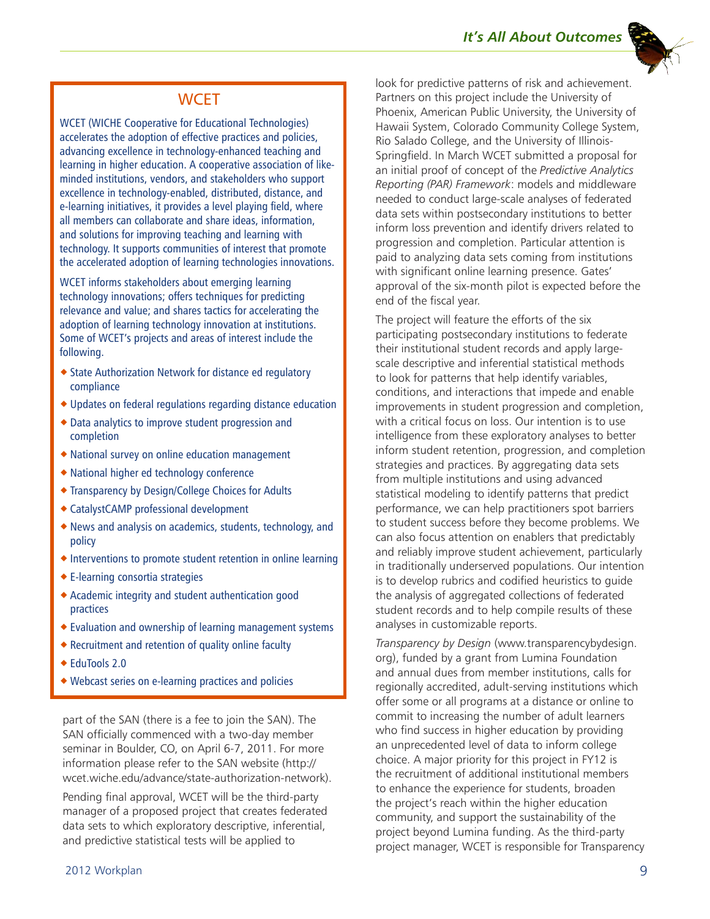## WCET

WCET (WICHE Cooperative for Educational Technologies) accelerates the adoption of effective practices and policies, advancing excellence in technology-enhanced teaching and learning in higher education. A cooperative association of like-minded institutions, vendors, and stakeholders who support excellence in technology-enabled, distributed, distance, and e-learning initiatives, it provides a level playing field, where all members can collaborate and share ideas, information, and solutions for improving teaching and learning with technology. It supports communities of interest that promote the accelerated adoption of learning technologies innovations.

WCET informs stakeholders about emerging learning technology innovations; offers techniques for predicting relevance and value; and shares tactics for accelerating the adoption of learning technology innovation at institutions. Some of WCET's projects and areas of interest include the following.

- State Authorization Network for distance ed regulatory compliance
- Updates on federal regulations regarding distance education
- Data analytics to improve student progression and completion
- National survey on online education management
- National higher ed technology conference
- Transparency by Design/College Choices for Adults
- CatalystCAMP professional development
- News and analysis on academics, students, technology, and policy
- Interventions to promote student retention in online learning
- E-learning consortia strategies
- Academic integrity and student authentication good practices
- Evaluation and ownership of learning management systems
- Recruitment and retention of quality online faculty
- EduTools 2.0
- Webcast series on e-learning practices and policies

part of the SAN (there is a fee to join the SAN). The SAN officially commenced with a two-day member seminar in Boulder, CO, on April 6-7, 2011. For more information please refer to the SAN website (http://wcet.wiche.edu/advance/state-authorization-network).

Pending final approval, WCET will be the third-party manager of a proposed project that creates federated data sets to which exploratory descriptive, inferential, and predictive statistical tests will be applied to look for predictive patterns of risk and achievement. Partners on this project include the University of Phoenix, American Public University, the University of Hawaii System, Colorado Community College System, Rio Salado College, and the University of Illinois-Springfield. In March WCET submitted a proposal for an initial proof of concept of the *Predictive Analytics Reporting (PAR) Framework*: models and middleware needed to conduct large-scale analyses of federated data sets within postsecondary institutions to better inform loss prevention and identify drivers related to progression and completion. Particular attention is paid to analyzing data sets coming from institutions with significant online learning presence. Gates' approval of the six-month pilot is expected before the end of the fiscal year.

The project will feature the efforts of the six participating postsecondary institutions to federate their institutional student records and apply large-scale descriptive and inferential statistical methods to look for patterns that help identify variables, conditions, and interactions that impede and enable improvements in student progression and completion, with a critical focus on loss. Our intention is to use intelligence from these exploratory analyses to better inform student retention, progression, and completion strategies and practices. By aggregating data sets from multiple institutions and using advanced statistical modeling to identify patterns that predict performance, we can help practitioners spot barriers to student success before they become problems. We can also focus attention on enablers that predictably and reliably improve student achievement, particularly in traditionally underserved populations. Our intention is to develop rubrics and codified heuristics to guide the analysis of aggregated collections of federated student records and to help compile results of these analyses in customizable reports.

*Transparency by Design* (www.transparencybydesign.org), funded by a grant from Lumina Foundation and annual dues from member institutions, calls for regionally accredited, adult-serving institutions which offer some or all programs at a distance or online to commit to increasing the number of adult learners who find success in higher education by providing an unprecedented level of data to inform college choice. A major priority for this project in FY12 is the recruitment of additional institutional members to enhance the experience for students, broaden the project's reach within the higher education community, and support the sustainability of the project beyond Lumina funding. As the third-party project manager, WCET is responsible for Transparency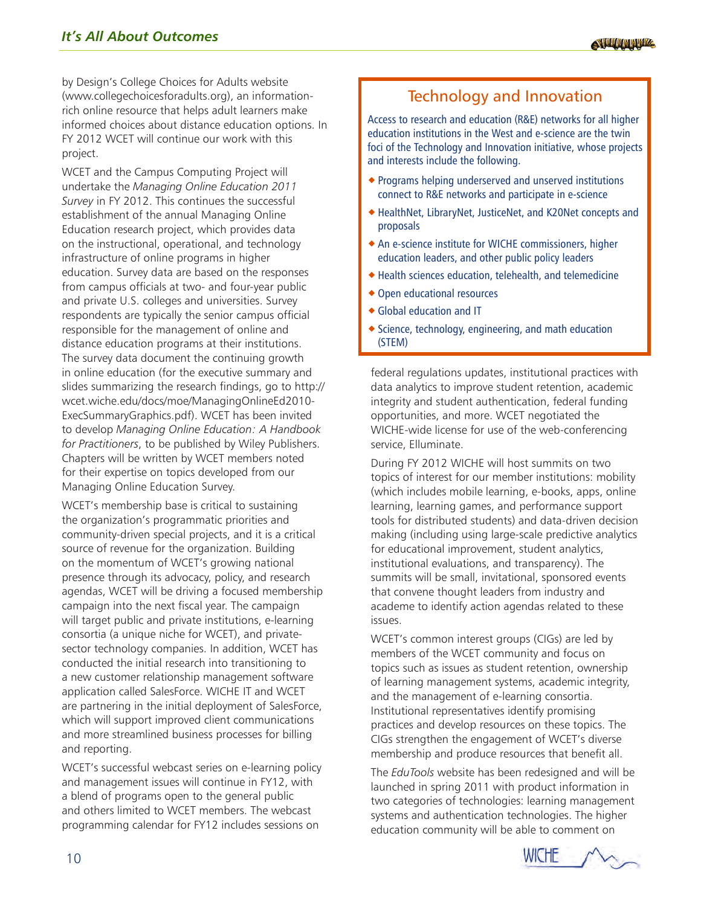by Design's College Choices for Adults website (www.collegechoicesforadults.org), an information-rich online resource that helps adult learners make informed choices about distance education options. In FY 2012 WCET will continue our work with this project.

WCET and the Campus Computing Project will undertake the *Managing Online Education 2011 Survey* in FY 2012. This continues the successful establishment of the annual Managing Online Education research project, which provides data on the instructional, operational, and technology infrastructure of online programs in higher education. Survey data are based on the responses from campus officials at two- and four-year public and private U.S. colleges and universities. Survey respondents are typically the senior campus official responsible for the management of online and distance education programs at their institutions. The survey data document the continuing growth in online education (for the executive summary and slides summarizing the research findings, go to http://wcet.wiche.edu/docs/moe/ManagingOnlineEd2010-ExecSummaryGraphics.pdf). WCET has been invited to develop *Managing Online Education: A Handbook for Practitioners*, to be published by Wiley Publishers. Chapters will be written by WCET members noted for their expertise on topics developed from our Managing Online Education Survey.

WCET's membership base is critical to sustaining the organization's programmatic priorities and community-driven special projects, and it is a critical source of revenue for the organization. Building on the momentum of WCET's growing national presence through its advocacy, policy, and research agendas, WCET will be driving a focused membership campaign into the next fiscal year. The campaign will target public and private institutions, e-learning consortia (a unique niche for WCET), and private-sector technology companies. In addition, WCET has conducted the initial research into transitioning to a new customer relationship management software application called SalesForce. WICHE IT and WCET are partnering in the initial deployment of SalesForce, which will support improved client communications and more streamlined business processes for billing and reporting.

WCET's successful webcast series on e-learning policy and management issues will continue in FY12, with a blend of programs open to the general public and others limited to WCET members. The webcast programming calendar for FY12 includes sessions on federal regulations updates, institutional practices with data analytics to improve student retention, academic integrity and student authentication, federal funding opportunities, and more. WCET negotiated the WICHE-wide license for use of the web-conferencing service, Elluminate.

During FY 2012 WICHE will host summits on two topics of interest for our member institutions: mobility (which includes mobile learning, e-books, apps, online learning, learning games, and performance support tools for distributed students) and data-driven decision making (including using large-scale predictive analytics for educational improvement, student analytics, institutional evaluations, and transparency). The summits will be small, invitational, sponsored events that convene thought leaders from industry and academe to identify action agendas related to these issues.

WCET's common interest groups (CIGs) are led by members of the WCET community and focus on topics such as issues as student retention, ownership of learning management systems, academic integrity, and the management of e-learning consortia. Institutional representatives identify promising practices and develop resources on these topics. The CIGs strengthen the engagement of WCET's diverse membership and produce resources that benefit all.

The *EduTools* website has been redesigned and will be launched in spring 2011 with product information in two categories of technologies: learning management systems and authentication technologies. The higher education community will be able to comment on

## Technology and Innovation

Access to research and education (R&E) networks for all higher education institutions in the West and e-science are the twin foci of the Technology and Innovation initiative, whose projects and interests include the following.

- Programs helping underserved and unserved institutions connect to R&E networks and participate in e-science
- HealthNet, LibraryNet, JusticeNet, and K20Net concepts and proposals
- An e-science institute for WICHE commissioners, higher education leaders, and other public policy leaders
- Health sciences education, telehealth, and telemedicine
- Open educational resources
- Global education and IT
- Science, technology, engineering, and math education (STEM)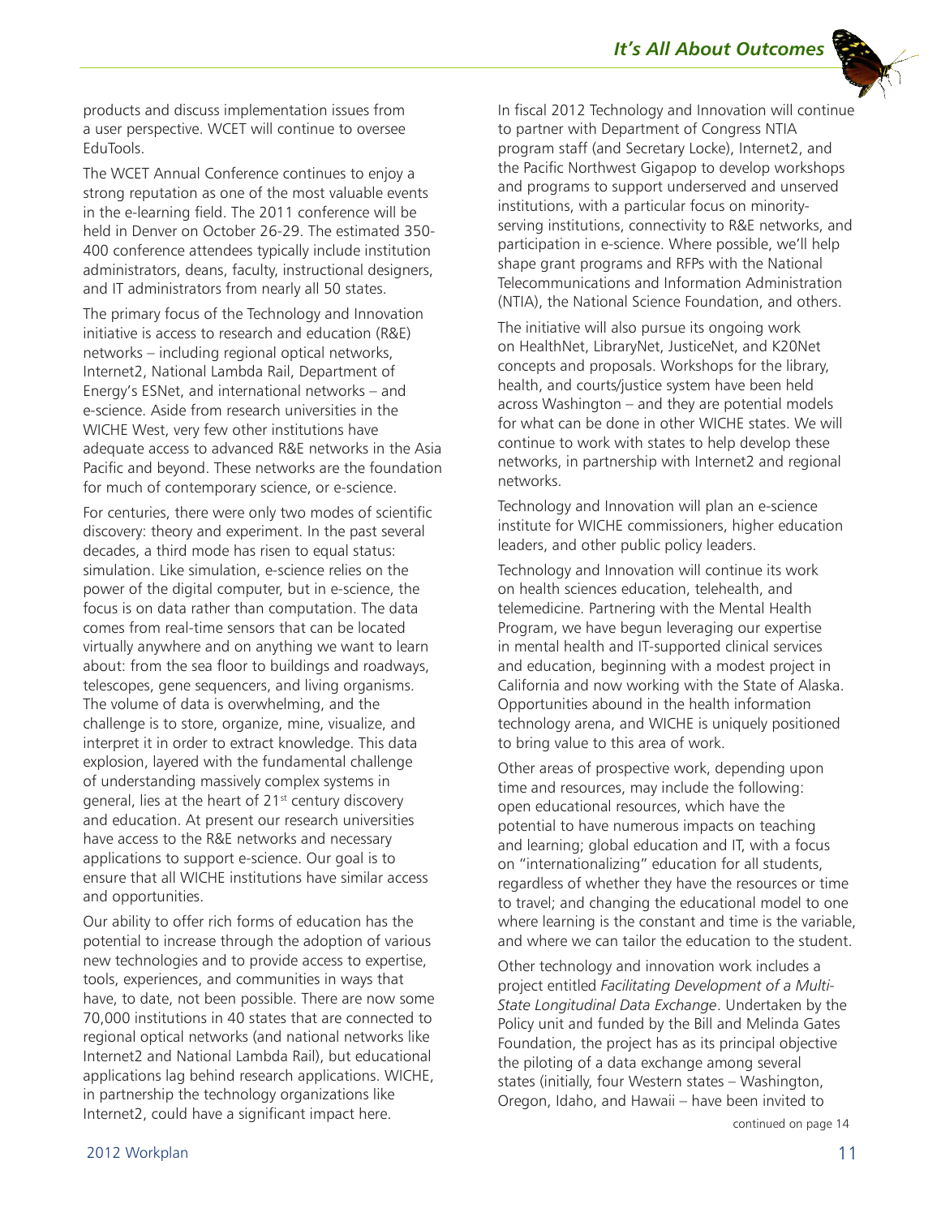products and discuss implementation issues from a user perspective. WCET will continue to oversee EduTools.

The WCET Annual Conference continues to enjoy a strong reputation as one of the most valuable events in the e-learning field. The 2011 conference will be held in Denver on October 26-29. The estimated 350-400 conference attendees typically include institution administrators, deans, faculty, instructional designers, and IT administrators from nearly all 50 states.

The primary focus of the Technology and Innovation initiative is access to research and education (R&E) networks – including regional optical networks, Internet2, National Lambda Rail, Department of Energy's ESNet, and international networks – and e-science. Aside from research universities in the WICHE West, very few other institutions have adequate access to advanced R&E networks in the Asia Pacific and beyond. These networks are the foundation for much of contemporary science, or e-science.

For centuries, there were only two modes of scientific discovery: theory and experiment. In the past several decades, a third mode has risen to equal status: simulation. Like simulation, e-science relies on the power of the digital computer, but in e-science, the focus is on data rather than computation. The data comes from real-time sensors that can be located virtually anywhere and on anything we want to learn about: from the sea floor to buildings and roadways, telescopes, gene sequencers, and living organisms. The volume of data is overwhelming, and the challenge is to store, organize, mine, visualize, and interpret it in order to extract knowledge. This data explosion, layered with the fundamental challenge of understanding massively complex systems in general, lies at the heart of 21st century discovery and education. At present our research universities have access to the R&E networks and necessary applications to support e-science. Our goal is to ensure that all WICHE institutions have similar access and opportunities.

Our ability to offer rich forms of education has the potential to increase through the adoption of various new technologies and to provide access to expertise, tools, experiences, and communities in ways that have, to date, not been possible. There are now some 70,000 institutions in 40 states that are connected to regional optical networks (and national networks like Internet2 and National Lambda Rail), but educational applications lag behind research applications. WICHE, in partnership the technology organizations like Internet2, could have a significant impact here.

In fiscal 2012 Technology and Innovation will continue to partner with Department of Congress NTIA program staff (and Secretary Locke), Internet2, and the Pacific Northwest Gigapop to develop workshops and programs to support underserved and unserved institutions, with a particular focus on minority-serving institutions, connectivity to R&E networks, and participation in e-science. Where possible, we'll help shape grant programs and RFPs with the National Telecommunications and Information Administration (NTIA), the National Science Foundation, and others.

The initiative will also pursue its ongoing work on HealthNet, LibraryNet, JusticeNet, and K20Net concepts and proposals. Workshops for the library, health, and courts/justice system have been held across Washington – and they are potential models for what can be done in other WICHE states. We will continue to work with states to help develop these networks, in partnership with Internet2 and regional networks.

Technology and Innovation will plan an e-science institute for WICHE commissioners, higher education leaders, and other public policy leaders.

Technology and Innovation will continue its work on health sciences education, telehealth, and telemedicine. Partnering with the Mental Health Program, we have begun leveraging our expertise in mental health and IT-supported clinical services and education, beginning with a modest project in California and now working with the State of Alaska. Opportunities abound in the health information technology arena, and WICHE is uniquely positioned to bring value to this area of work.

Other areas of prospective work, depending upon time and resources, may include the following: open educational resources, which have the potential to have numerous impacts on teaching and learning; global education and IT, with a focus on "internationalizing" education for all students, regardless of whether they have the resources or time to travel; and changing the educational model to one where learning is the constant and time is the variable, and where we can tailor the education to the student.

Other technology and innovation work includes a project entitled *Facilitating Development of a Multi-State Longitudinal Data Exchange*. Undertaken by the Policy unit and funded by the Bill and Melinda Gates Foundation, the project has as its principal objective the piloting of a data exchange among several states (initially, four Western states – Washington, Oregon, Idaho, and Hawaii – have been invited to

continued on page 14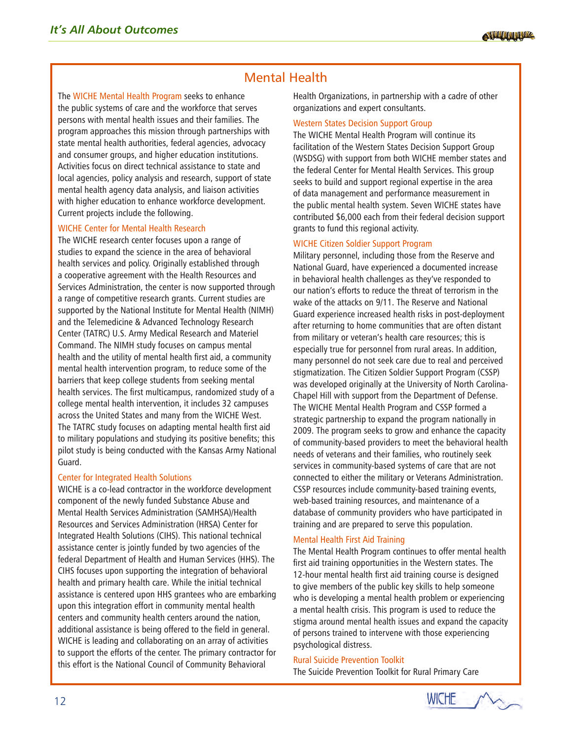## Mental Health

The WICHE Mental Health Program seeks to enhance the public systems of care and the workforce that serves persons with mental health issues and their families. The program approaches this mission through partnerships with state mental health authorities, federal agencies, advocacy and consumer groups, and higher education institutions. Activities focus on direct technical assistance to state and local agencies, policy analysis and research, support of state mental health agency data analysis, and liaison activities with higher education to enhance workforce development. Current projects include the following.

### WICHE Center for Mental Health Research

The WICHE research center focuses upon a range of studies to expand the science in the area of behavioral health services and policy. Originally established through a cooperative agreement with the Health Resources and Services Administration, the center is now supported through a range of competitive research grants. Current studies are supported by the National Institute for Mental Health (NIMH) and the Telemedicine & Advanced Technology Research Center (TATRC) U.S. Army Medical Research and Materiel Command. The NIMH study focuses on campus mental health and the utility of mental health first aid, a community mental health intervention program, to reduce some of the barriers that keep college students from seeking mental health services. The first multicampus, randomized study of a college mental health intervention, it includes 32 campuses across the United States and many from the WICHE West. The TATRC study focuses on adapting mental health first aid to military populations and studying its positive benefits; this pilot study is being conducted with the Kansas Army National Guard.

### Center for Integrated Health Solutions

WICHE is a co-lead contractor in the workforce development component of the newly funded Substance Abuse and Mental Health Services Administration (SAMHSA)/Health Resources and Services Administration (HRSA) Center for Integrated Health Solutions (CIHS). This national technical assistance center is jointly funded by two agencies of the federal Department of Health and Human Services (HHS). The CIHS focuses upon supporting the integration of behavioral health and primary health care. While the initial technical assistance is centered upon HHS grantees who are embarking upon this integration effort in community mental health centers and community health centers around the nation, additional assistance is being offered to the field in general. WICHE is leading and collaborating on an array of activities to support the efforts of the center. The primary contractor for this effort is the National Council of Community Behavioral Health Organizations, in partnership with a cadre of other organizations and expert consultants.

### Western States Decision Support Group

The WICHE Mental Health Program will continue its facilitation of the Western States Decision Support Group (WSDSG) with support from both WICHE member states and the federal Center for Mental Health Services. This group seeks to build and support regional expertise in the area of data management and performance measurement in the public mental health system. Seven WICHE states have contributed $6,000 each from their federal decision support grants to fund this regional activity.

### WICHE Citizen Soldier Support Program

Military personnel, including those from the Reserve and National Guard, have experienced a documented increase in behavioral health challenges as they've responded to our nation's efforts to reduce the threat of terrorism in the wake of the attacks on 9/11. The Reserve and National Guard experience increased health risks in post-deployment after returning to home communities that are often distant from military or veteran's health care resources; this is especially true for personnel from rural areas. In addition, many personnel do not seek care due to real and perceived stigmatization. The Citizen Soldier Support Program (CSSP) was developed originally at the University of North Carolina-Chapel Hill with support from the Department of Defense. The WICHE Mental Health Program and CSSP formed a strategic partnership to expand the program nationally in 2009. The program seeks to grow and enhance the capacity of community-based providers to meet the behavioral health needs of veterans and their families, who routinely seek services in community-based systems of care that are not connected to either the military or Veterans Administration. CSSP resources include community-based training events, web-based training resources, and maintenance of a database of community providers who have participated in training and are prepared to serve this population.

### Mental Health First Aid Training

The Mental Health Program continues to offer mental health first aid training opportunities in the Western states. The 12-hour mental health first aid training course is designed to give members of the public key skills to help someone who is developing a mental health problem or experiencing a mental health crisis. This program is used to reduce the stigma around mental health issues and expand the capacity of persons trained to intervene with those experiencing psychological distress.

### Rural Suicide Prevention Toolkit

The Suicide Prevention Toolkit for Rural Primary Care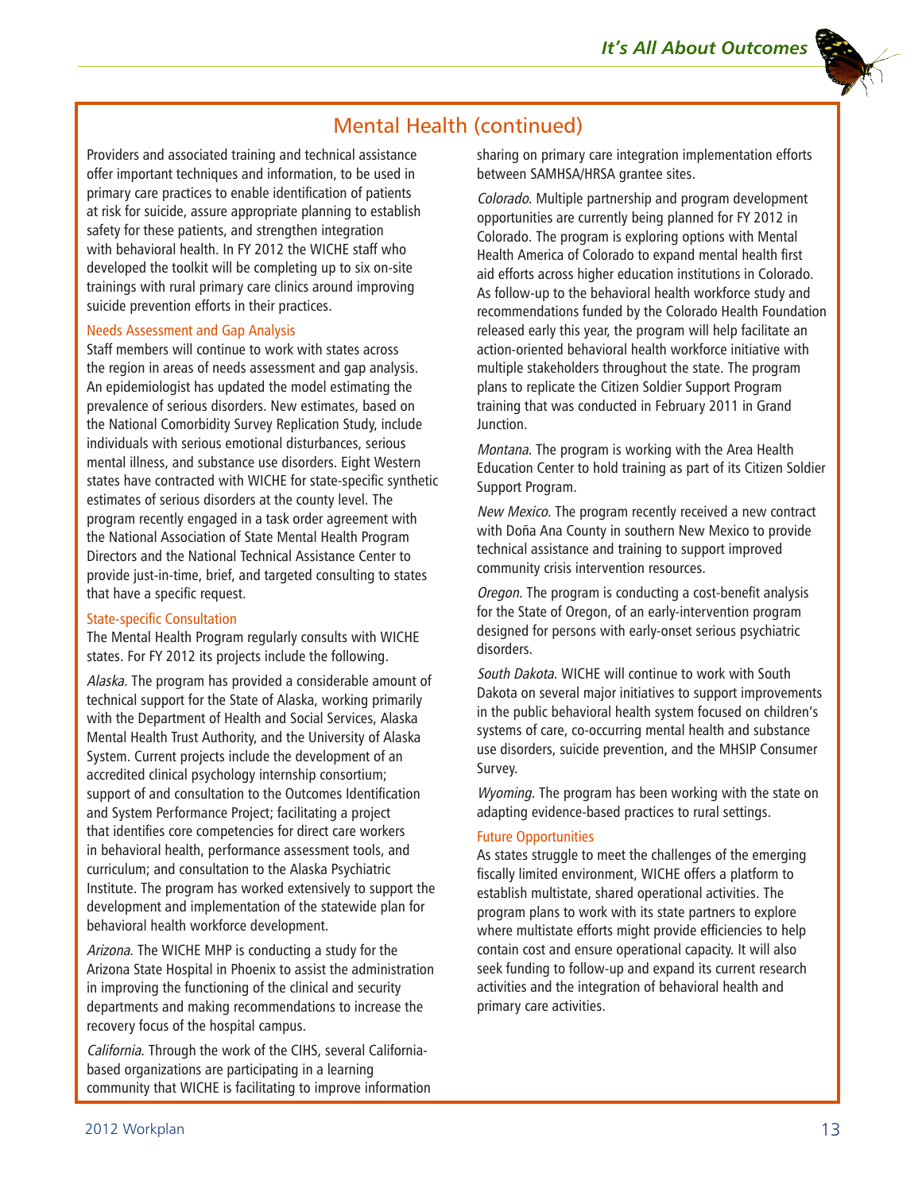## Mental Health (continued)

Providers and associated training and technical assistance offer important techniques and information, to be used in primary care practices to enable identification of patients at risk for suicide, assure appropriate planning to establish safety for these patients, and strengthen integration with behavioral health. In FY 2012 the WICHE staff who developed the toolkit will be completing up to six on-site trainings with rural primary care clinics around improving suicide prevention efforts in their practices.

### Needs Assessment and Gap Analysis

Staff members will continue to work with states across the region in areas of needs assessment and gap analysis. An epidemiologist has updated the model estimating the prevalence of serious disorders. New estimates, based on the National Comorbidity Survey Replication Study, include individuals with serious emotional disturbances, serious mental illness, and substance use disorders. Eight Western states have contracted with WICHE for state-specific synthetic estimates of serious disorders at the county level. The program recently engaged in a task order agreement with the National Association of State Mental Health Program Directors and the National Technical Assistance Center to provide just-in-time, brief, and targeted consulting to states that have a specific request.

### State-specific Consultation

The Mental Health Program regularly consults with WICHE states. For FY 2012 its projects include the following.

*Alaska*. The program has provided a considerable amount of technical support for the State of Alaska, working primarily with the Department of Health and Social Services, Alaska Mental Health Trust Authority, and the University of Alaska System. Current projects include the development of an accredited clinical psychology internship consortium; support of and consultation to the Outcomes Identification and System Performance Project; facilitating a project that identifies core competencies for direct care workers in behavioral health, performance assessment tools, and curriculum; and consultation to the Alaska Psychiatric Institute. The program has worked extensively to support the development and implementation of the statewide plan for behavioral health workforce development.

*Arizona*. The WICHE MHP is conducting a study for the Arizona State Hospital in Phoenix to assist the administration in improving the functioning of the clinical and security departments and making recommendations to increase the recovery focus of the hospital campus.

*California*. Through the work of the CIHS, several California-based organizations are participating in a learning community that WICHE is facilitating to improve information sharing on primary care integration implementation efforts between SAMHSA/HRSA grantee sites.

*Colorado*. Multiple partnership and program development opportunities are currently being planned for FY 2012 in Colorado. The program is exploring options with Mental Health America of Colorado to expand mental health first aid efforts across higher education institutions in Colorado. As follow-up to the behavioral health workforce study and recommendations funded by the Colorado Health Foundation released early this year, the program will help facilitate an action-oriented behavioral health workforce initiative with multiple stakeholders throughout the state. The program plans to replicate the Citizen Soldier Support Program training that was conducted in February 2011 in Grand Junction.

*Montana*. The program is working with the Area Health Education Center to hold training as part of its Citizen Soldier Support Program.

*New Mexico*. The program recently received a new contract with Doña Ana County in southern New Mexico to provide technical assistance and training to support improved community crisis intervention resources.

*Oregon*. The program is conducting a cost-benefit analysis for the State of Oregon, of an early-intervention program designed for persons with early-onset serious psychiatric disorders.

*South Dakota*. WICHE will continue to work with South Dakota on several major initiatives to support improvements in the public behavioral health system focused on children's systems of care, co-occurring mental health and substance use disorders, suicide prevention, and the MHSIP Consumer Survey.

*Wyoming*. The program has been working with the state on adapting evidence-based practices to rural settings.

### Future Opportunities

As states struggle to meet the challenges of the emerging fiscally limited environment, WICHE offers a platform to establish multistate, shared operational activities. The program plans to work with its state partners to explore where multistate efforts might provide efficiencies to help contain cost and ensure operational capacity. It will also seek funding to follow-up and expand its current research activities and the integration of behavioral health and primary care activities.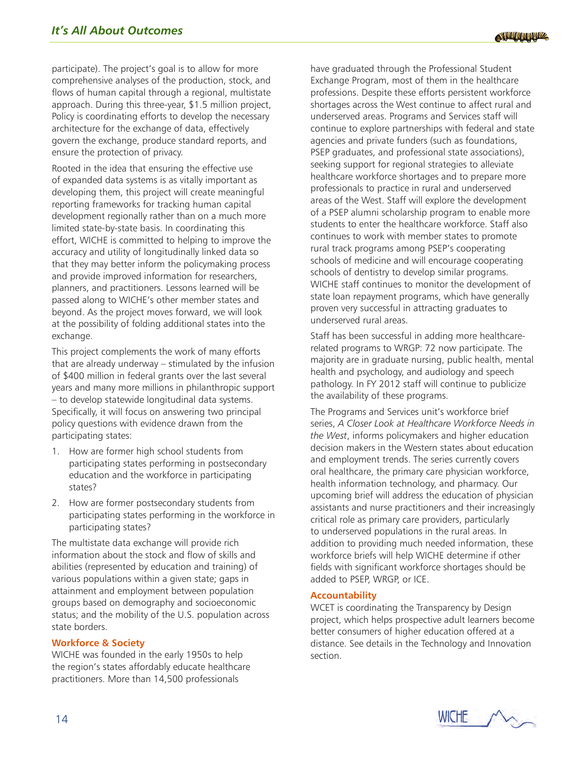participate). The project's goal is to allow for more comprehensive analyses of the production, stock, and flows of human capital through a regional, multistate approach. During this three-year, $1.5 million project, Policy is coordinating efforts to develop the necessary architecture for the exchange of data, effectively govern the exchange, produce standard reports, and ensure the protection of privacy.

Rooted in the idea that ensuring the effective use of expanded data systems is as vitally important as developing them, this project will create meaningful reporting frameworks for tracking human capital development regionally rather than on a much more limited state-by-state basis. In coordinating this effort, WICHE is committed to helping to improve the accuracy and utility of longitudinally linked data so that they may better inform the policymaking process and provide improved information for researchers, planners, and practitioners. Lessons learned will be passed along to WICHE's other member states and beyond. As the project moves forward, we will look at the possibility of folding additional states into the exchange.

This project complements the work of many efforts that are already underway – stimulated by the infusion of $400 million in federal grants over the last several years and many more millions in philanthropic support – to develop statewide longitudinal data systems. Specifically, it will focus on answering two principal policy questions with evidence drawn from the participating states:

1. How are former high school students from participating states performing in postsecondary education and the workforce in participating states?
2. How are former postsecondary students from participating states performing in the workforce in participating states?

The multistate data exchange will provide rich information about the stock and flow of skills and abilities (represented by education and training) of various populations within a given state; gaps in attainment and employment between population groups based on demography and socioeconomic status; and the mobility of the U.S. population across state borders.

### Workforce & Society

WICHE was founded in the early 1950s to help the region's states affordably educate healthcare practitioners. More than 14,500 professionals have graduated through the Professional Student Exchange Program, most of them in the healthcare professions. Despite these efforts persistent workforce shortages across the West continue to affect rural and underserved areas. Programs and Services staff will continue to explore partnerships with federal and state agencies and private funders (such as foundations, PSEP graduates, and professional state associations), seeking support for regional strategies to alleviate healthcare workforce shortages and to prepare more professionals to practice in rural and underserved areas of the West. Staff will explore the development of a PSEP alumni scholarship program to enable more students to enter the healthcare workforce. Staff also continues to work with member states to promote rural track programs among PSEP's cooperating schools of medicine and will encourage cooperating schools of dentistry to develop similar programs. WICHE staff continues to monitor the development of state loan repayment programs, which have generally proven very successful in attracting graduates to underserved rural areas.

Staff has been successful in adding more healthcare-related programs to WRGP: 72 now participate. The majority are in graduate nursing, public health, mental health and psychology, and audiology and speech pathology. In FY 2012 staff will continue to publicize the availability of these programs.

The Programs and Services unit's workforce brief series, *A Closer Look at Healthcare Workforce Needs in the West*, informs policymakers and higher education decision makers in the Western states about education and employment trends. The series currently covers oral healthcare, the primary care physician workforce, health information technology, and pharmacy. Our upcoming brief will address the education of physician assistants and nurse practitioners and their increasingly critical role as primary care providers, particularly to underserved populations in the rural areas. In addition to providing much needed information, these workforce briefs will help WICHE determine if other fields with significant workforce shortages should be added to PSEP, WRGP, or ICE.

### Accountability

WCET is coordinating the Transparency by Design project, which helps prospective adult learners become better consumers of higher education offered at a distance. See details in the Technology and Innovation section.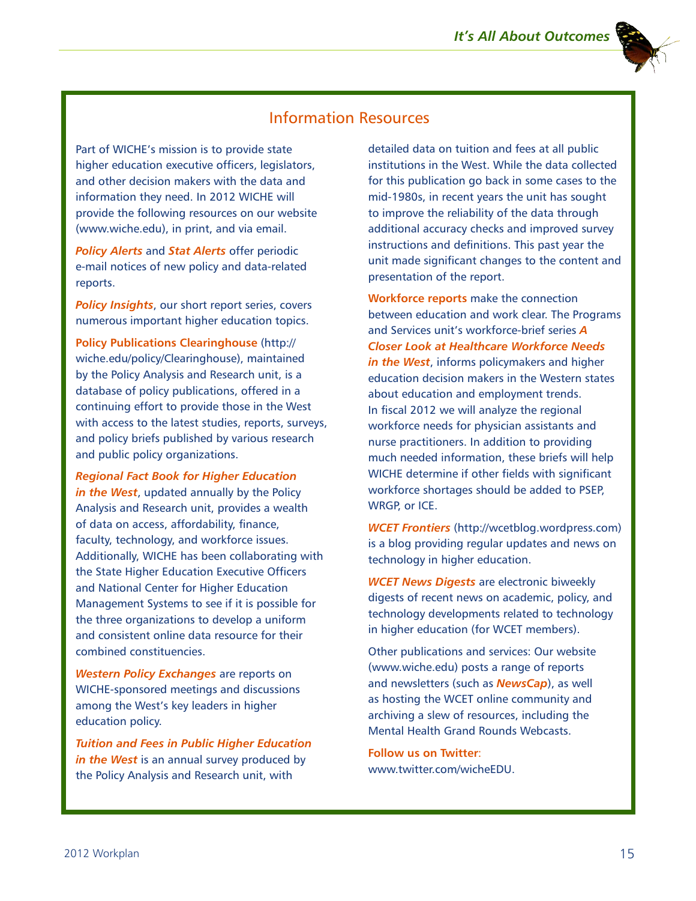## Information Resources

Part of WICHE's mission is to provide state higher education executive officers, legislators, and other decision makers with the data and information they need. In 2012 WICHE will provide the following resources on our website (www.wiche.edu), in print, and via email.

***Policy Alerts*** and ***Stat Alerts*** offer periodic e-mail notices of new policy and data-related reports.

***Policy Insights***, our short report series, covers numerous important higher education topics.

**Policy Publications Clearinghouse** (http://wiche.edu/policy/Clearinghouse), maintained by the Policy Analysis and Research unit, is a database of policy publications, offered in a continuing effort to provide those in the West with access to the latest studies, reports, surveys, and policy briefs published by various research and public policy organizations.

***Regional Fact Book for Higher Education in the West***, updated annually by the Policy Analysis and Research unit, provides a wealth of data on access, affordability, finance, faculty, technology, and workforce issues. Additionally, WICHE has been collaborating with the State Higher Education Executive Officers and National Center for Higher Education Management Systems to see if it is possible for the three organizations to develop a uniform and consistent online data resource for their combined constituencies.

***Western Policy Exchanges*** are reports on WICHE-sponsored meetings and discussions among the West's key leaders in higher education policy.

***Tuition and Fees in Public Higher Education in the West*** is an annual survey produced by the Policy Analysis and Research unit, with detailed data on tuition and fees at all public institutions in the West. While the data collected for this publication go back in some cases to the mid-1980s, in recent years the unit has sought to improve the reliability of the data through additional accuracy checks and improved survey instructions and definitions. This past year the unit made significant changes to the content and presentation of the report.

**Workforce reports** make the connection between education and work clear. The Programs and Services unit's workforce-brief series ***A Closer Look at Healthcare Workforce Needs in the West***, informs policymakers and higher education decision makers in the Western states about education and employment trends. In fiscal 2012 we will analyze the regional workforce needs for physician assistants and nurse practitioners. In addition to providing much needed information, these briefs will help WICHE determine if other fields with significant workforce shortages should be added to PSEP, WRGP, or ICE.

***WCET Frontiers*** (http://wcetblog.wordpress.com) is a blog providing regular updates and news on technology in higher education.

***WCET News Digests*** are electronic biweekly digests of recent news on academic, policy, and technology developments related to technology in higher education (for WCET members).

Other publications and services: Our website (www.wiche.edu) posts a range of reports and newsletters (such as ***NewsCap***), as well as hosting the WCET online community and archiving a slew of resources, including the Mental Health Grand Rounds Webcasts.

**Follow us on Twitter**: www.twitter.com/wicheEDU.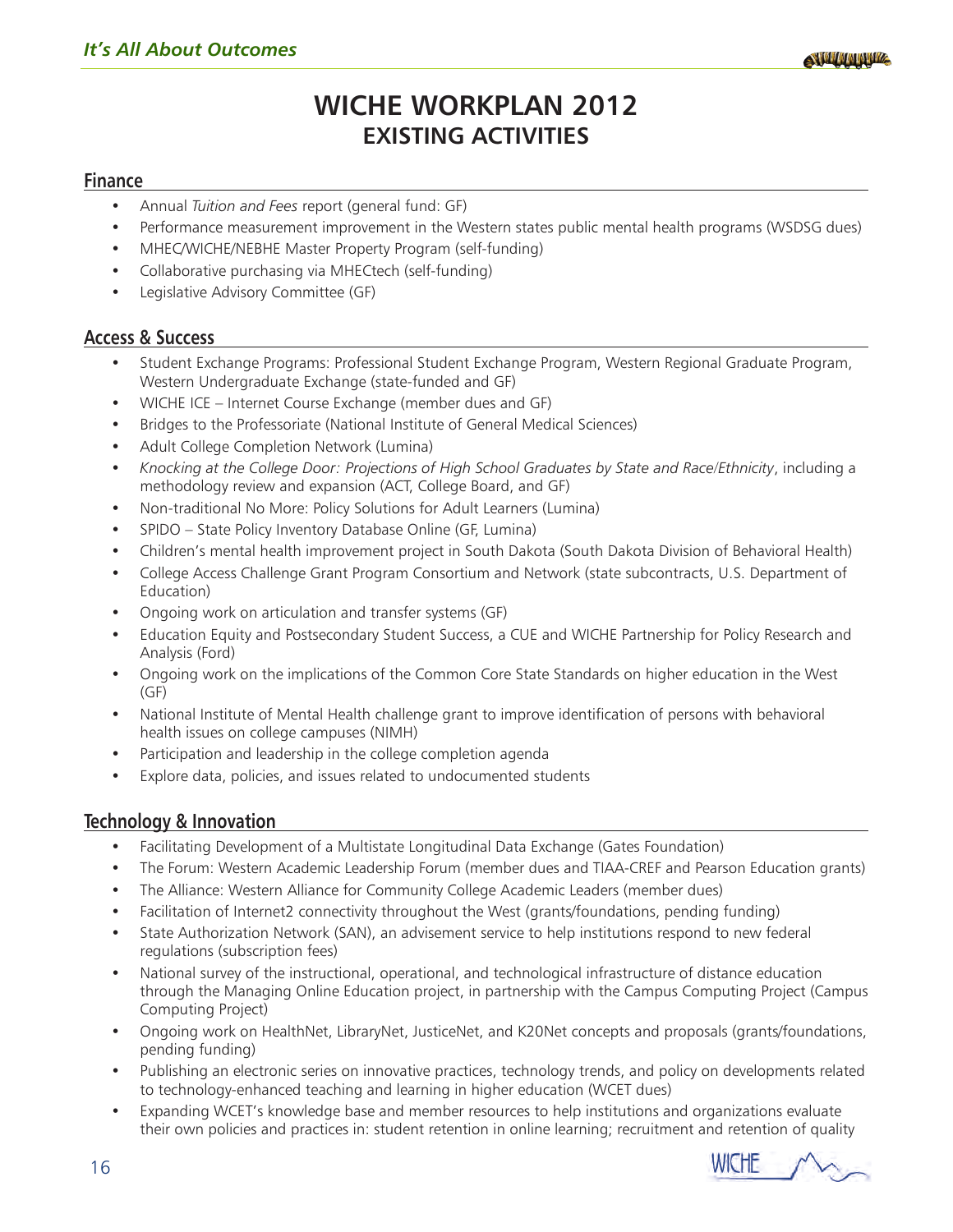# WICHE WORKPLAN 2012
## EXISTING ACTIVITIES

### Finance

- Annual *Tuition and Fees* report (general fund: GF)
- Performance measurement improvement in the Western states public mental health programs (WSDSG dues)
- MHEC/WICHE/NEBHE Master Property Program (self-funding)
- Collaborative purchasing via MHECtech (self-funding)
- Legislative Advisory Committee (GF)

### Access & Success

- Student Exchange Programs: Professional Student Exchange Program, Western Regional Graduate Program, Western Undergraduate Exchange (state-funded and GF)
- WICHE ICE – Internet Course Exchange (member dues and GF)
- Bridges to the Professoriate (National Institute of General Medical Sciences)
- Adult College Completion Network (Lumina)
- *Knocking at the College Door: Projections of High School Graduates by State and Race/Ethnicity*, including a methodology review and expansion (ACT, College Board, and GF)
- Non-traditional No More: Policy Solutions for Adult Learners (Lumina)
- SPIDO – State Policy Inventory Database Online (GF, Lumina)
- Children's mental health improvement project in South Dakota (South Dakota Division of Behavioral Health)
- College Access Challenge Grant Program Consortium and Network (state subcontracts, U.S. Department of Education)
- Ongoing work on articulation and transfer systems (GF)
- Education Equity and Postsecondary Student Success, a CUE and WICHE Partnership for Policy Research and Analysis (Ford)
- Ongoing work on the implications of the Common Core State Standards on higher education in the West (GF)
- National Institute of Mental Health challenge grant to improve identification of persons with behavioral health issues on college campuses (NIMH)
- Participation and leadership in the college completion agenda
- Explore data, policies, and issues related to undocumented students

### Technology & Innovation

- Facilitating Development of a Multistate Longitudinal Data Exchange (Gates Foundation)
- The Forum: Western Academic Leadership Forum (member dues and TIAA-CREF and Pearson Education grants)
- The Alliance: Western Alliance for Community College Academic Leaders (member dues)
- Facilitation of Internet2 connectivity throughout the West (grants/foundations, pending funding)
- State Authorization Network (SAN), an advisement service to help institutions respond to new federal regulations (subscription fees)
- National survey of the instructional, operational, and technological infrastructure of distance education through the Managing Online Education project, in partnership with the Campus Computing Project (Campus Computing Project)
- Ongoing work on HealthNet, LibraryNet, JusticeNet, and K20Net concepts and proposals (grants/foundations, pending funding)
- Publishing an electronic series on innovative practices, technology trends, and policy on developments related to technology-enhanced teaching and learning in higher education (WCET dues)
- Expanding WCET's knowledge base and member resources to help institutions and organizations evaluate their own policies and practices in: student retention in online learning; recruitment and retention of quality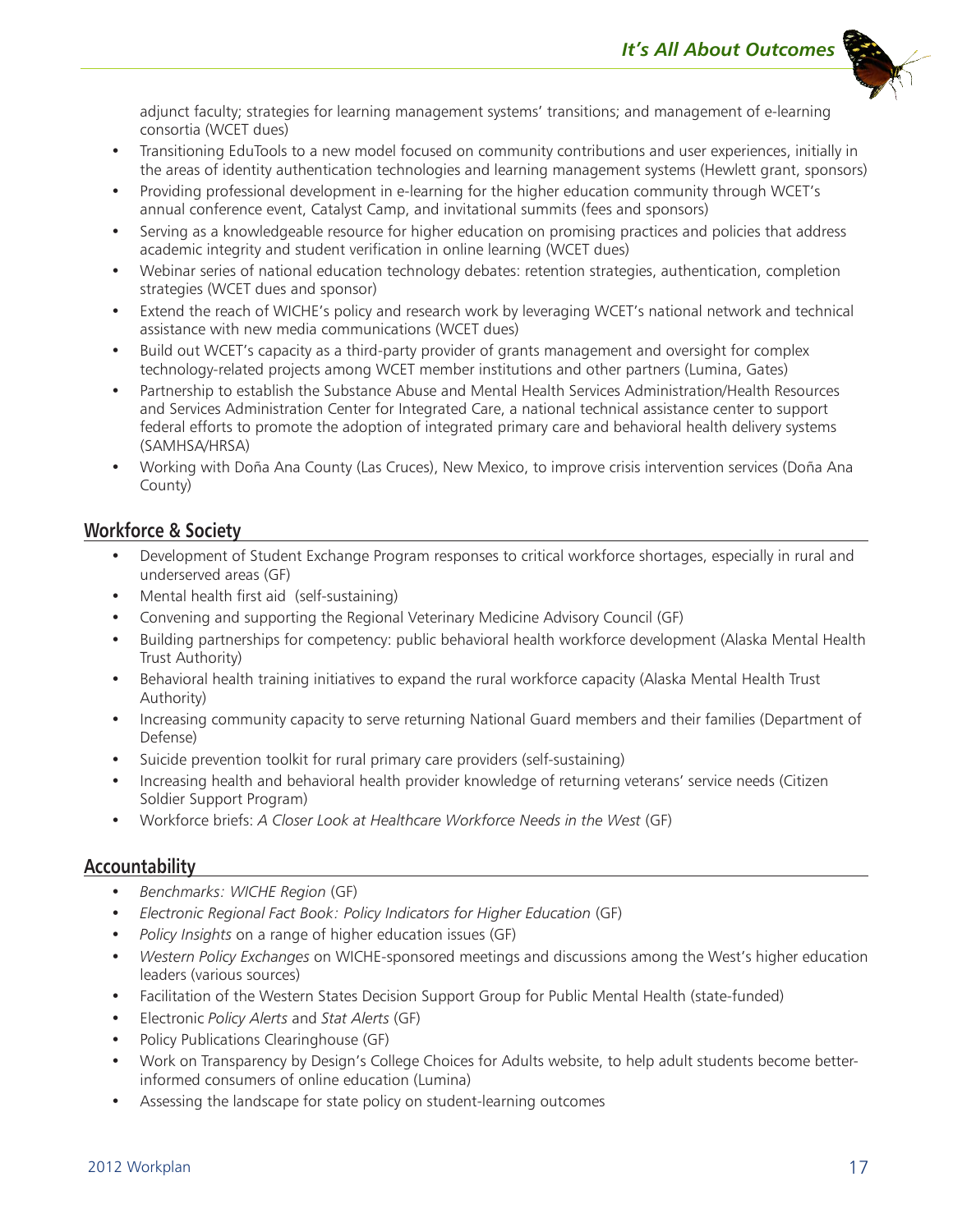adjunct faculty; strategies for learning management systems' transitions; and management of e-learning consortia (WCET dues)

- Transitioning EduTools to a new model focused on community contributions and user experiences, initially in the areas of identity authentication technologies and learning management systems (Hewlett grant, sponsors)
- Providing professional development in e-learning for the higher education community through WCET's annual conference event, Catalyst Camp, and invitational summits (fees and sponsors)
- Serving as a knowledgeable resource for higher education on promising practices and policies that address academic integrity and student verification in online learning (WCET dues)
- Webinar series of national education technology debates: retention strategies, authentication, completion strategies (WCET dues and sponsor)
- Extend the reach of WICHE's policy and research work by leveraging WCET's national network and technical assistance with new media communications (WCET dues)
- Build out WCET's capacity as a third-party provider of grants management and oversight for complex technology-related projects among WCET member institutions and other partners (Lumina, Gates)
- Partnership to establish the Substance Abuse and Mental Health Services Administration/Health Resources and Services Administration Center for Integrated Care, a national technical assistance center to support federal efforts to promote the adoption of integrated primary care and behavioral health delivery systems (SAMHSA/HRSA)
- Working with Doña Ana County (Las Cruces), New Mexico, to improve crisis intervention services (Doña Ana County)

## Workforce & Society

- Development of Student Exchange Program responses to critical workforce shortages, especially in rural and underserved areas (GF)
- Mental health first aid (self-sustaining)
- Convening and supporting the Regional Veterinary Medicine Advisory Council (GF)
- Building partnerships for competency: public behavioral health workforce development (Alaska Mental Health Trust Authority)
- Behavioral health training initiatives to expand the rural workforce capacity (Alaska Mental Health Trust Authority)
- Increasing community capacity to serve returning National Guard members and their families (Department of Defense)
- Suicide prevention toolkit for rural primary care providers (self-sustaining)
- Increasing health and behavioral health provider knowledge of returning veterans' service needs (Citizen Soldier Support Program)
- Workforce briefs: *A Closer Look at Healthcare Workforce Needs in the West* (GF)

## Accountability

- *Benchmarks: WICHE Region* (GF)
- *Electronic Regional Fact Book: Policy Indicators for Higher Education* (GF)
- *Policy Insights* on a range of higher education issues (GF)
- *Western Policy Exchanges* on WICHE-sponsored meetings and discussions among the West's higher education leaders (various sources)
- Facilitation of the Western States Decision Support Group for Public Mental Health (state-funded)
- Electronic *Policy Alerts* and *Stat Alerts* (GF)
- Policy Publications Clearinghouse (GF)
- Work on Transparency by Design's College Choices for Adults website, to help adult students become better-informed consumers of online education (Lumina)
- Assessing the landscape for state policy on student-learning outcomes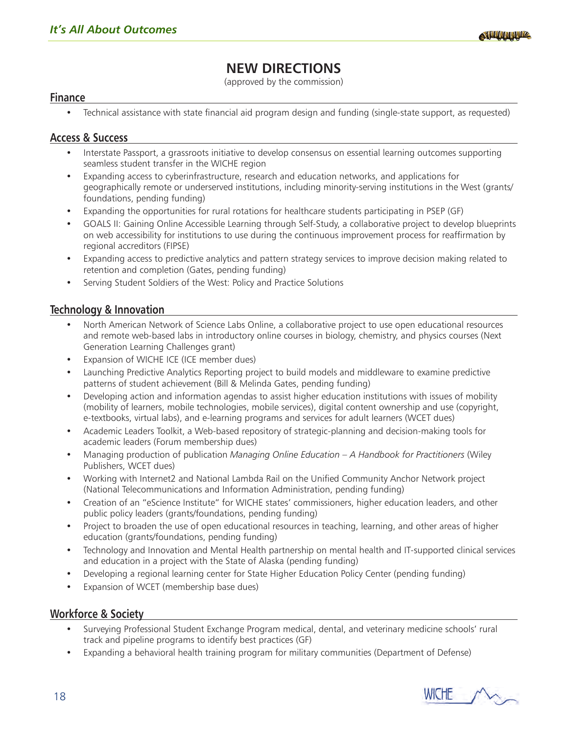# NEW DIRECTIONS

(approved by the commission)

## Finance

- Technical assistance with state financial aid program design and funding (single-state support, as requested)

## Access & Success

- Interstate Passport, a grassroots initiative to develop consensus on essential learning outcomes supporting seamless student transfer in the WICHE region
- Expanding access to cyberinfrastructure, research and education networks, and applications for geographically remote or underserved institutions, including minority-serving institutions in the West (grants/foundations, pending funding)
- Expanding the opportunities for rural rotations for healthcare students participating in PSEP (GF)
- GOALS II: Gaining Online Accessible Learning through Self-Study, a collaborative project to develop blueprints on web accessibility for institutions to use during the continuous improvement process for reaffirmation by regional accreditors (FIPSE)
- Expanding access to predictive analytics and pattern strategy services to improve decision making related to retention and completion (Gates, pending funding)
- Serving Student Soldiers of the West: Policy and Practice Solutions

## Technology & Innovation

- North American Network of Science Labs Online, a collaborative project to use open educational resources and remote web-based labs in introductory online courses in biology, chemistry, and physics courses (Next Generation Learning Challenges grant)
- Expansion of WICHE ICE (ICE member dues)
- Launching Predictive Analytics Reporting project to build models and middleware to examine predictive patterns of student achievement (Bill & Melinda Gates, pending funding)
- Developing action and information agendas to assist higher education institutions with issues of mobility (mobility of learners, mobile technologies, mobile services), digital content ownership and use (copyright, e-textbooks, virtual labs), and e-learning programs and services for adult learners (WCET dues)
- Academic Leaders Toolkit, a Web-based repository of strategic-planning and decision-making tools for academic leaders (Forum membership dues)
- Managing production of publication *Managing Online Education – A Handbook for Practitioners* (Wiley Publishers, WCET dues)
- Working with Internet2 and National Lambda Rail on the Unified Community Anchor Network project (National Telecommunications and Information Administration, pending funding)
- Creation of an "eScience Institute" for WICHE states' commissioners, higher education leaders, and other public policy leaders (grants/foundations, pending funding)
- Project to broaden the use of open educational resources in teaching, learning, and other areas of higher education (grants/foundations, pending funding)
- Technology and Innovation and Mental Health partnership on mental health and IT-supported clinical services and education in a project with the State of Alaska (pending funding)
- Developing a regional learning center for State Higher Education Policy Center (pending funding)
- Expansion of WCET (membership base dues)

## Workforce & Society

- Surveying Professional Student Exchange Program medical, dental, and veterinary medicine schools' rural track and pipeline programs to identify best practices (GF)
- Expanding a behavioral health training program for military communities (Department of Defense)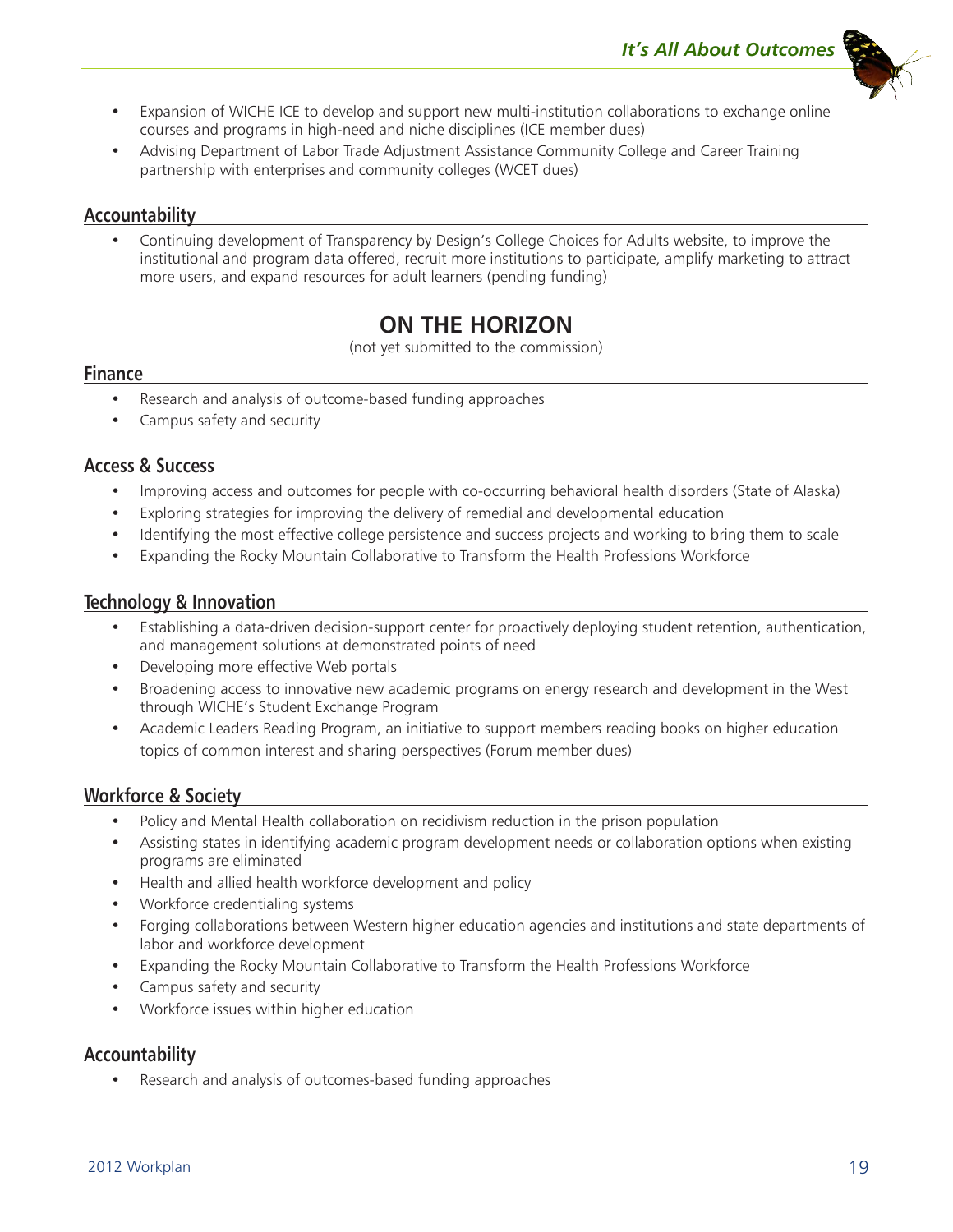- Expansion of WICHE ICE to develop and support new multi-institution collaborations to exchange online courses and programs in high-need and niche disciplines (ICE member dues)
- Advising Department of Labor Trade Adjustment Assistance Community College and Career Training partnership with enterprises and community colleges (WCET dues)

### Accountability

- Continuing development of Transparency by Design's College Choices for Adults website, to improve the institutional and program data offered, recruit more institutions to participate, amplify marketing to attract more users, and expand resources for adult learners (pending funding)

## ON THE HORIZON

(not yet submitted to the commission)

### Finance

- Research and analysis of outcome-based funding approaches
- Campus safety and security

### Access & Success

- Improving access and outcomes for people with co-occurring behavioral health disorders (State of Alaska)
- Exploring strategies for improving the delivery of remedial and developmental education
- Identifying the most effective college persistence and success projects and working to bring them to scale
- Expanding the Rocky Mountain Collaborative to Transform the Health Professions Workforce

### Technology & Innovation

- Establishing a data-driven decision-support center for proactively deploying student retention, authentication, and management solutions at demonstrated points of need
- Developing more effective Web portals
- Broadening access to innovative new academic programs on energy research and development in the West through WICHE's Student Exchange Program
- Academic Leaders Reading Program, an initiative to support members reading books on higher education topics of common interest and sharing perspectives (Forum member dues)

### Workforce & Society

- Policy and Mental Health collaboration on recidivism reduction in the prison population
- Assisting states in identifying academic program development needs or collaboration options when existing programs are eliminated
- Health and allied health workforce development and policy
- Workforce credentialing systems
- Forging collaborations between Western higher education agencies and institutions and state departments of labor and workforce development
- Expanding the Rocky Mountain Collaborative to Transform the Health Professions Workforce
- Campus safety and security
- Workforce issues within higher education

### Accountability

- Research and analysis of outcomes-based funding approaches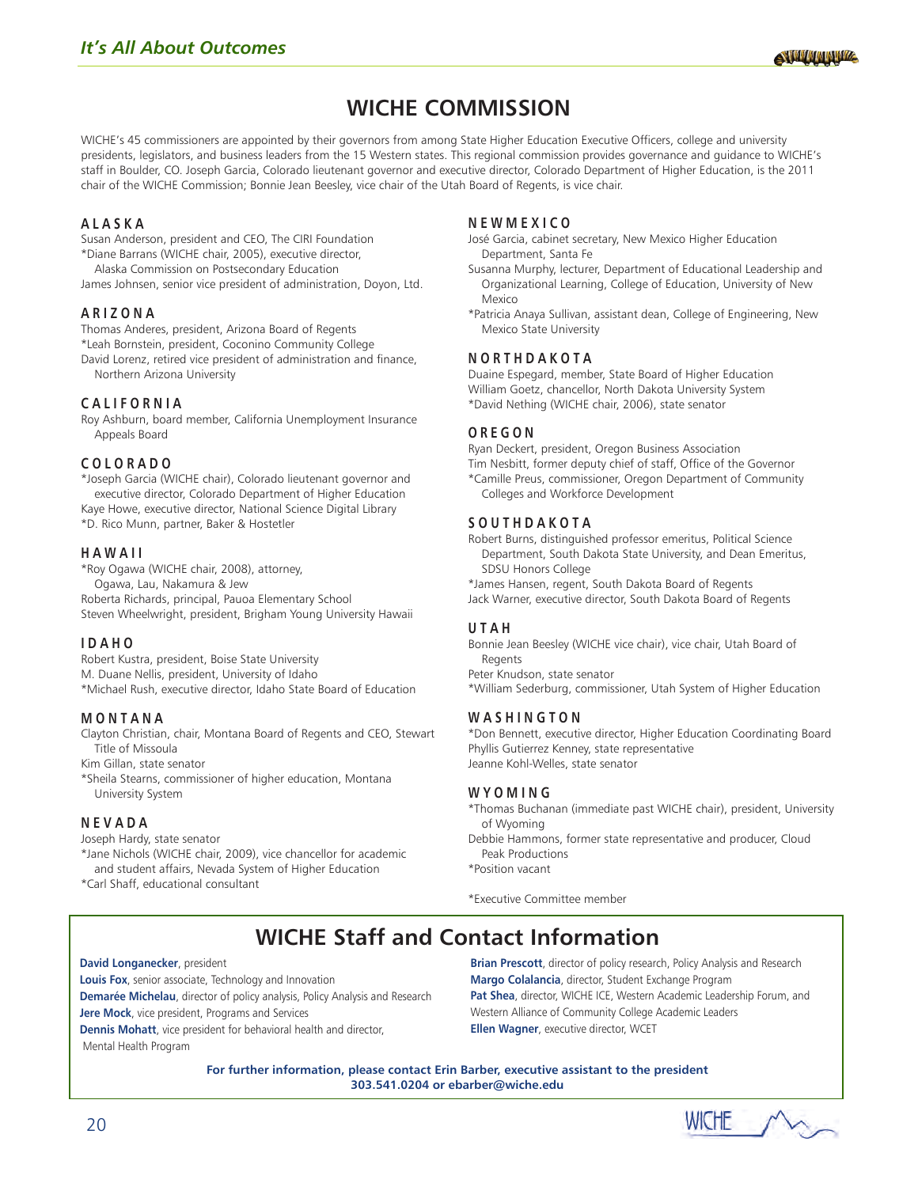# WICHE COMMISSION

WICHE's 45 commissioners are appointed by their governors from among State Higher Education Executive Officers, college and university presidents, legislators, and business leaders from the 15 Western states. This regional commission provides governance and guidance to WICHE's staff in Boulder, CO. Joseph Garcia, Colorado lieutenant governor and executive director, Colorado Department of Higher Education, is the 2011 chair of the WICHE Commission; Bonnie Jean Beesley, vice chair of the Utah Board of Regents, is vice chair.

### ALASKA

Susan Anderson, president and CEO, The CIRI Foundation
*Diane Barrans (WICHE chair, 2005), executive director, Alaska Commission on Postsecondary Education
James Johnsen, senior vice president of administration, Doyon, Ltd.

### ARIZONA

Thomas Anderes, president, Arizona Board of Regents
*Leah Bornstein, president, Coconino Community College
David Lorenz, retired vice president of administration and finance, Northern Arizona University

### CALIFORNIA

Roy Ashburn, board member, California Unemployment Insurance Appeals Board

### COLORADO

*Joseph Garcia (WICHE chair), Colorado lieutenant governor and executive director, Colorado Department of Higher Education
Kaye Howe, executive director, National Science Digital Library
*D. Rico Munn, partner, Baker & Hostetler

### HAWAII

*Roy Ogawa (WICHE chair, 2008), attorney, Ogawa, Lau, Nakamura & Jew
Roberta Richards, principal, Pauoa Elementary School
Steven Wheelwright, president, Brigham Young University Hawaii

### IDAHO

Robert Kustra, president, Boise State University
M. Duane Nellis, president, University of Idaho
*Michael Rush, executive director, Idaho State Board of Education

### MONTANA

Clayton Christian, chair, Montana Board of Regents and CEO, Stewart Title of Missoula
Kim Gillan, state senator
*Sheila Stearns, commissioner of higher education, Montana University System

### NEVADA

Joseph Hardy, state senator
*Jane Nichols (WICHE chair, 2009), vice chancellor for academic and student affairs, Nevada System of Higher Education
*Carl Shaff, educational consultant

### NEW MEXICO

José Garcia, cabinet secretary, New Mexico Higher Education Department, Santa Fe
Susanna Murphy, lecturer, Department of Educational Leadership and Organizational Learning, College of Education, University of New Mexico
*Patricia Anaya Sullivan, assistant dean, College of Engineering, New Mexico State University

### NORTH DAKOTA

Duaine Espegard, member, State Board of Higher Education
William Goetz, chancellor, North Dakota University System
*David Nething (WICHE chair, 2006), state senator

### OREGON

Ryan Deckert, president, Oregon Business Association
Tim Nesbitt, former deputy chief of staff, Office of the Governor
*Camille Preus, commissioner, Oregon Department of Community Colleges and Workforce Development

### SOUTH DAKOTA

Robert Burns, distinguished professor emeritus, Political Science Department, South Dakota State University, and Dean Emeritus, SDSU Honors College
*James Hansen, regent, South Dakota Board of Regents
Jack Warner, executive director, South Dakota Board of Regents

### UTAH

Bonnie Jean Beesley (WICHE vice chair), vice chair, Utah Board of Regents
Peter Knudson, state senator
*William Sederburg, commissioner, Utah System of Higher Education

### WASHINGTON

*Don Bennett, executive director, Higher Education Coordinating Board
Phyllis Gutierrez Kenney, state representative
Jeanne Kohl-Welles, state senator

### WYOMING

*Thomas Buchanan (immediate past WICHE chair), president, University of Wyoming
Debbie Hammons, former state representative and producer, Cloud Peak Productions
*Position vacant

*Executive Committee member

## WICHE Staff and Contact Information

**David Longanecker**, president
**Louis Fox**, senior associate, Technology and Innovation
**Demarée Michelau**, director of policy analysis, Policy Analysis and Research
**Jere Mock**, vice president, Programs and Services
**Dennis Mohatt**, vice president for behavioral health and director, Mental Health Program
**Brian Prescott**, director of policy research, Policy Analysis and Research
**Margo Colalancia**, director, Student Exchange Program
**Pat Shea**, director, WICHE ICE, Western Academic Leadership Forum, and Western Alliance of Community College Academic Leaders
**Ellen Wagner**, executive director, WCET

**For further information, please contact Erin Barber, executive assistant to the president 303.541.0204 or ebarber@wiche.edu**